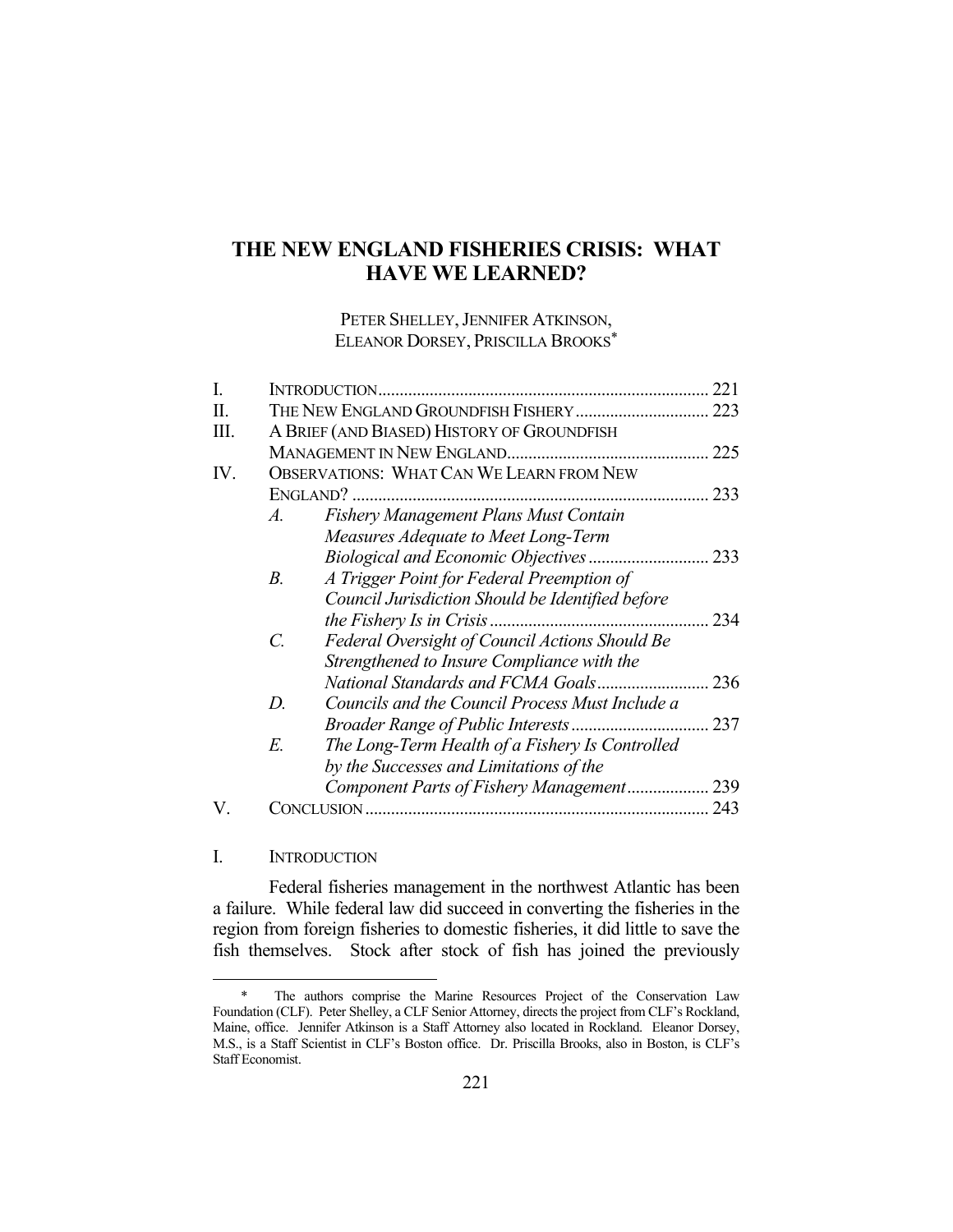# THE NEW ENGLAND FISHERIES CRISIS: WHAT HAVE WE LEARNED?

PETER SHELLEY, JENNIFER ATKINSON, ELEANOR DORSEY, PRISCILLA BROOKS*

| | | | |
|---|---|---|---|
| I. | INTRODUCTION | | 221 |
| II. | THE NEW ENGLAND GROUNDFISH FISHERY | | 223 |
| III. | A BRIEF (AND BIASED) HISTORY OF GROUNDFISH MANAGEMENT IN NEW ENGLAND | | 225 |
| IV. | OBSERVATIONS: WHAT CAN WE LEARN FROM NEW ENGLAND? | | 233 |
| | *A.* | *Fishery Management Plans Must Contain Measures Adequate to Meet Long-Term Biological and Economic Objectives* | 233 |
| | *B.* | *A Trigger Point for Federal Preemption of Council Jurisdiction Should be Identified before the Fishery Is in Crisis* | 234 |
| | *C.* | *Federal Oversight of Council Actions Should Be Strengthened to Insure Compliance with the National Standards and FCMA Goals* | 236 |
| | *D.* | *Councils and the Council Process Must Include a Broader Range of Public Interests* | 237 |
| | *E.* | *The Long-Term Health of a Fishery Is Controlled by the Successes and Limitations of the Component Parts of Fishery Management* | 239 |
| V. | CONCLUSION | | 243 |

## I. INTRODUCTION

Federal fisheries management in the northwest Atlantic has been a failure. While federal law did succeed in converting the fisheries in the region from foreign fisheries to domestic fisheries, it did little to save the fish themselves. Stock after stock of fish has joined the previously

---

\* The authors comprise the Marine Resources Project of the Conservation Law Foundation (CLF). Peter Shelley, a CLF Senior Attorney, directs the project from CLF's Rockland, Maine, office. Jennifer Atkinson is a Staff Attorney also located in Rockland. Eleanor Dorsey, M.S., is a Staff Scientist in CLF's Boston office. Dr. Priscilla Brooks, also in Boston, is CLF's Staff Economist.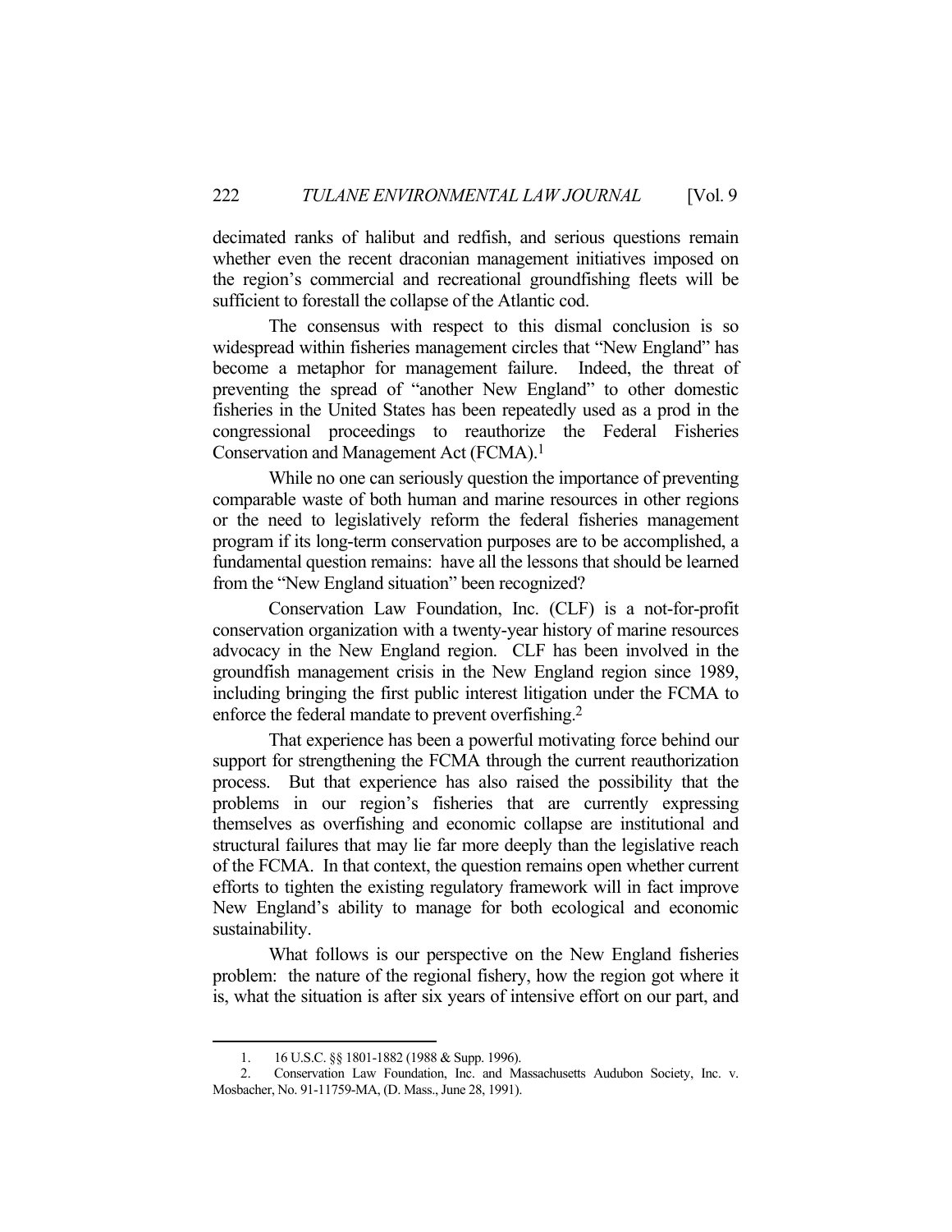decimated ranks of halibut and redfish, and serious questions remain whether even the recent draconian management initiatives imposed on the region's commercial and recreational groundfishing fleets will be sufficient to forestall the collapse of the Atlantic cod.

The consensus with respect to this dismal conclusion is so widespread within fisheries management circles that "New England" has become a metaphor for management failure. Indeed, the threat of preventing the spread of "another New England" to other domestic fisheries in the United States has been repeatedly used as a prod in the congressional proceedings to reauthorize the Federal Fisheries Conservation and Management Act (FCMA).[1]

While no one can seriously question the importance of preventing comparable waste of both human and marine resources in other regions or the need to legislatively reform the federal fisheries management program if its long-term conservation purposes are to be accomplished, a fundamental question remains: have all the lessons that should be learned from the "New England situation" been recognized?

Conservation Law Foundation, Inc. (CLF) is a not-for-profit conservation organization with a twenty-year history of marine resources advocacy in the New England region. CLF has been involved in the groundfish management crisis in the New England region since 1989, including bringing the first public interest litigation under the FCMA to enforce the federal mandate to prevent overfishing.[2]

That experience has been a powerful motivating force behind our support for strengthening the FCMA through the current reauthorization process. But that experience has also raised the possibility that the problems in our region's fisheries that are currently expressing themselves as overfishing and economic collapse are institutional and structural failures that may lie far more deeply than the legislative reach of the FCMA. In that context, the question remains open whether current efforts to tighten the existing regulatory framework will in fact improve New England's ability to manage for both ecological and economic sustainability.

What follows is our perspective on the New England fisheries problem: the nature of the regional fishery, how the region got where it is, what the situation is after six years of intensive effort on our part, and

---

1. 16 U.S.C. §§ 1801-1882 (1988 & Supp. 1996).

2. Conservation Law Foundation, Inc. and Massachusetts Audubon Society, Inc. v. Mosbacher, No. 91-11759-MA, (D. Mass., June 28, 1991).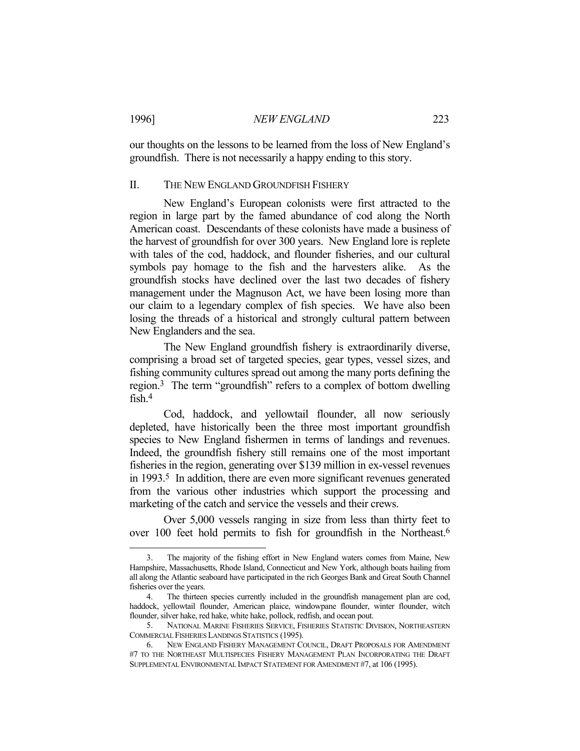our thoughts on the lessons to be learned from the loss of New England's groundfish. There is not necessarily a happy ending to this story.

## II. THE NEW ENGLAND GROUNDFISH FISHERY

New England's European colonists were first attracted to the region in large part by the famed abundance of cod along the North American coast. Descendants of these colonists have made a business of the harvest of groundfish for over 300 years. New England lore is replete with tales of the cod, haddock, and flounder fisheries, and our cultural symbols pay homage to the fish and the harvesters alike. As the groundfish stocks have declined over the last two decades of fishery management under the Magnuson Act, we have been losing more than our claim to a legendary complex of fish species. We have also been losing the threads of a historical and strongly cultural pattern between New Englanders and the sea.

The New England groundfish fishery is extraordinarily diverse, comprising a broad set of targeted species, gear types, vessel sizes, and fishing community cultures spread out among the many ports defining the region.[3] The term "groundfish" refers to a complex of bottom dwelling fish.[4]

Cod, haddock, and yellowtail flounder, all now seriously depleted, have historically been the three most important groundfish species to New England fishermen in terms of landings and revenues. Indeed, the groundfish fishery still remains one of the most important fisheries in the region, generating over $139 million in ex-vessel revenues in 1993.[5] In addition, there are even more significant revenues generated from the various other industries which support the processing and marketing of the catch and service the vessels and their crews.

Over 5,000 vessels ranging in size from less than thirty feet to over 100 feet hold permits to fish for groundfish in the Northeast.[6]

---

3. The majority of the fishing effort in New England waters comes from Maine, New Hampshire, Massachusetts, Rhode Island, Connecticut and New York, although boats hailing from all along the Atlantic seaboard have participated in the rich Georges Bank and Great South Channel fisheries over the years.

4. The thirteen species currently included in the groundfish management plan are cod, haddock, yellowtail flounder, American plaice, windowpane flounder, winter flounder, witch flounder, silver hake, red hake, white hake, pollock, redfish, and ocean pout.

5. NATIONAL MARINE FISHERIES SERVICE, FISHERIES STATISTIC DIVISION, NORTHEASTERN COMMERCIAL FISHERIES LANDINGS STATISTICS (1995).

6. NEW ENGLAND FISHERY MANAGEMENT COUNCIL, DRAFT PROPOSALS FOR AMENDMENT #7 TO THE NORTHEAST MULTISPECIES FISHERY MANAGEMENT PLAN INCORPORATING THE DRAFT SUPPLEMENTAL ENVIRONMENTAL IMPACT STATEMENT FOR AMENDMENT #7, at 106 (1995).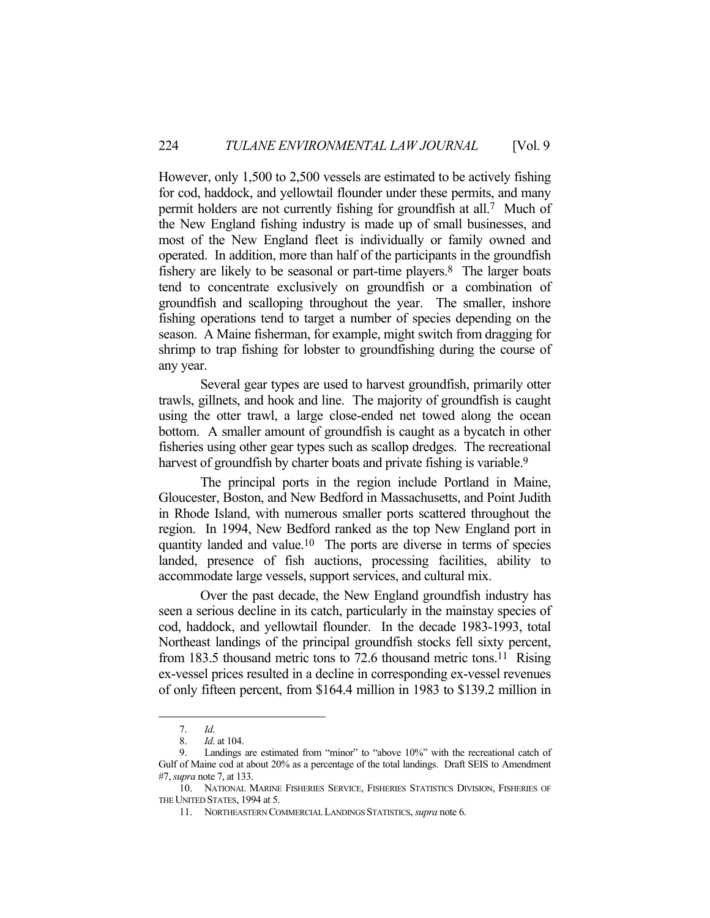However, only 1,500 to 2,500 vessels are estimated to be actively fishing for cod, haddock, and yellowtail flounder under these permits, and many permit holders are not currently fishing for groundfish at all.[7] Much of the New England fishing industry is made up of small businesses, and most of the New England fleet is individually or family owned and operated. In addition, more than half of the participants in the groundfish fishery are likely to be seasonal or part-time players.[8] The larger boats tend to concentrate exclusively on groundfish or a combination of groundfish and scalloping throughout the year. The smaller, inshore fishing operations tend to target a number of species depending on the season. A Maine fisherman, for example, might switch from dragging for shrimp to trap fishing for lobster to groundfishing during the course of any year.

Several gear types are used to harvest groundfish, primarily otter trawls, gillnets, and hook and line. The majority of groundfish is caught using the otter trawl, a large close-ended net towed along the ocean bottom. A smaller amount of groundfish is caught as a bycatch in other fisheries using other gear types such as scallop dredges. The recreational harvest of groundfish by charter boats and private fishing is variable.[9]

The principal ports in the region include Portland in Maine, Gloucester, Boston, and New Bedford in Massachusetts, and Point Judith in Rhode Island, with numerous smaller ports scattered throughout the region. In 1994, New Bedford ranked as the top New England port in quantity landed and value.[10] The ports are diverse in terms of species landed, presence of fish auctions, processing facilities, ability to accommodate large vessels, support services, and cultural mix.

Over the past decade, the New England groundfish industry has seen a serious decline in its catch, particularly in the mainstay species of cod, haddock, and yellowtail flounder. In the decade 1983-1993, total Northeast landings of the principal groundfish stocks fell sixty percent, from 183.5 thousand metric tons to 72.6 thousand metric tons.[11] Rising ex-vessel prices resulted in a decline in corresponding ex-vessel revenues of only fifteen percent, from $164.4 million in 1983 to $139.2 million in

---

7. *Id*.

8. *Id*. at 104.

9. Landings are estimated from "minor" to "above 10%" with the recreational catch of Gulf of Maine cod at about 20% as a percentage of the total landings. Draft SEIS to Amendment #7, *supra* note 7, at 133.

10. NATIONAL MARINE FISHERIES SERVICE, FISHERIES STATISTICS DIVISION, FISHERIES OF THE UNITED STATES, 1994 at 5.

11. NORTHEASTERN COMMERCIAL LANDINGS STATISTICS, *supra* note 6.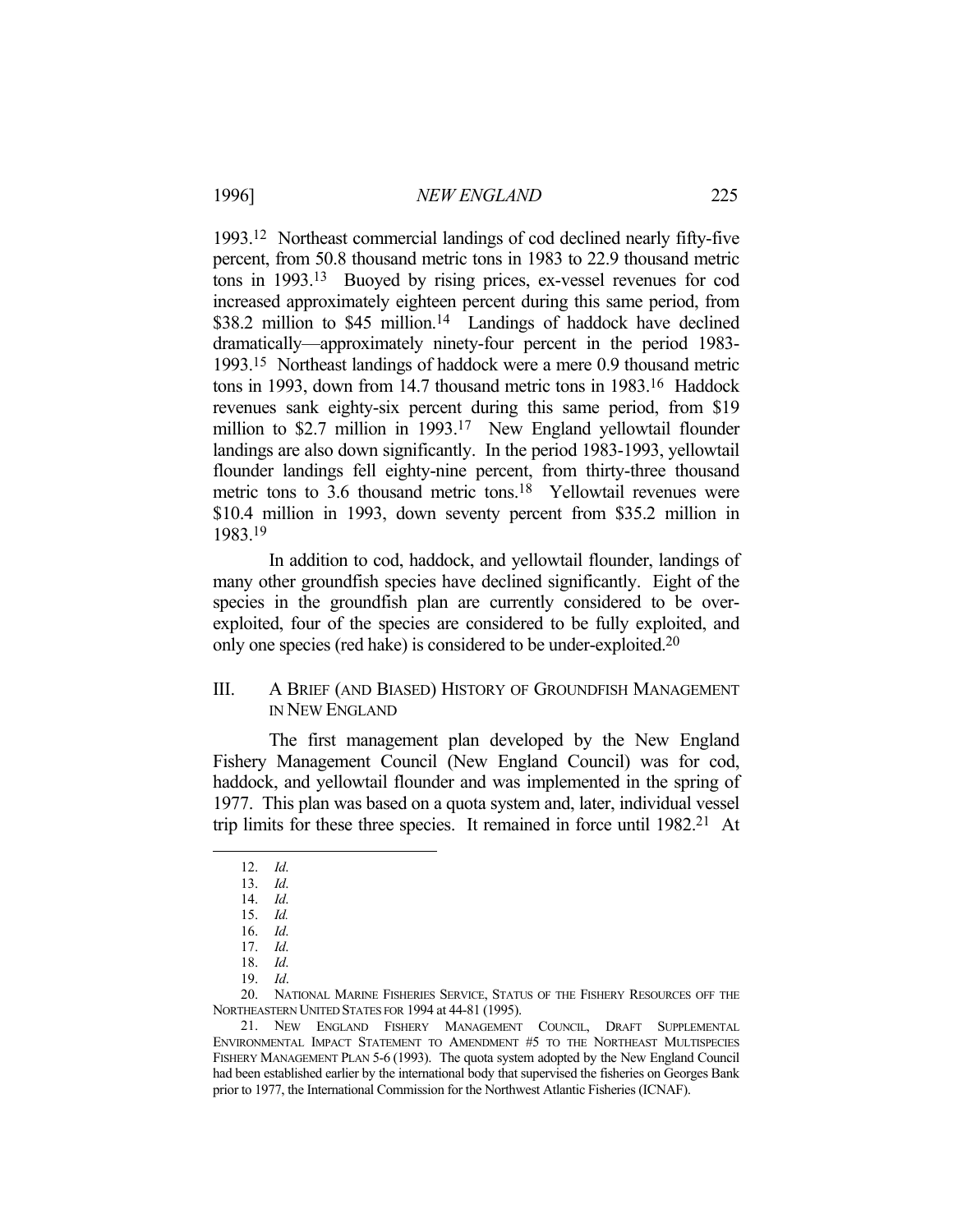1993.[12] Northeast commercial landings of cod declined nearly fifty-five percent, from 50.8 thousand metric tons in 1983 to 22.9 thousand metric tons in 1993.[13] Buoyed by rising prices, ex-vessel revenues for cod increased approximately eighteen percent during this same period, from $38.2 million to $45 million.[14] Landings of haddock have declined dramatically—approximately ninety-four percent in the period 1983-1993.[15] Northeast landings of haddock were a mere 0.9 thousand metric tons in 1993, down from 14.7 thousand metric tons in 1983.[16] Haddock revenues sank eighty-six percent during this same period, from $19 million to $2.7 million in 1993.[17] New England yellowtail flounder landings are also down significantly. In the period 1983-1993, yellowtail flounder landings fell eighty-nine percent, from thirty-three thousand metric tons to 3.6 thousand metric tons.[18] Yellowtail revenues were $10.4 million in 1993, down seventy percent from $35.2 million in 1983.[19]

In addition to cod, haddock, and yellowtail flounder, landings of many other groundfish species have declined significantly. Eight of the species in the groundfish plan are currently considered to be over-exploited, four of the species are considered to be fully exploited, and only one species (red hake) is considered to be under-exploited.[20]

## III. A Brief (and Biased) History of Groundfish Management in New England

The first management plan developed by the New England Fishery Management Council (New England Council) was for cod, haddock, and yellowtail flounder and was implemented in the spring of 1977. This plan was based on a quota system and, later, individual vessel trip limits for these three species. It remained in force until 1982.[21] At

---

12. *Id*.

13. *Id*.

14. *Id*.

15. *Id.*

16. *Id*.

17. *Id*.

18. *Id*.

19. *Id*.

20. National Marine Fisheries Service, Status of the Fishery Resources off the Northeastern United States for 1994 at 44-81 (1995).

21. New England Fishery Management Council, Draft Supplemental Environmental Impact Statement to Amendment #5 to the Northeast Multispecies Fishery Management Plan 5-6 (1993). The quota system adopted by the New England Council had been established earlier by the international body that supervised the fisheries on Georges Bank prior to 1977, the International Commission for the Northwest Atlantic Fisheries (ICNAF).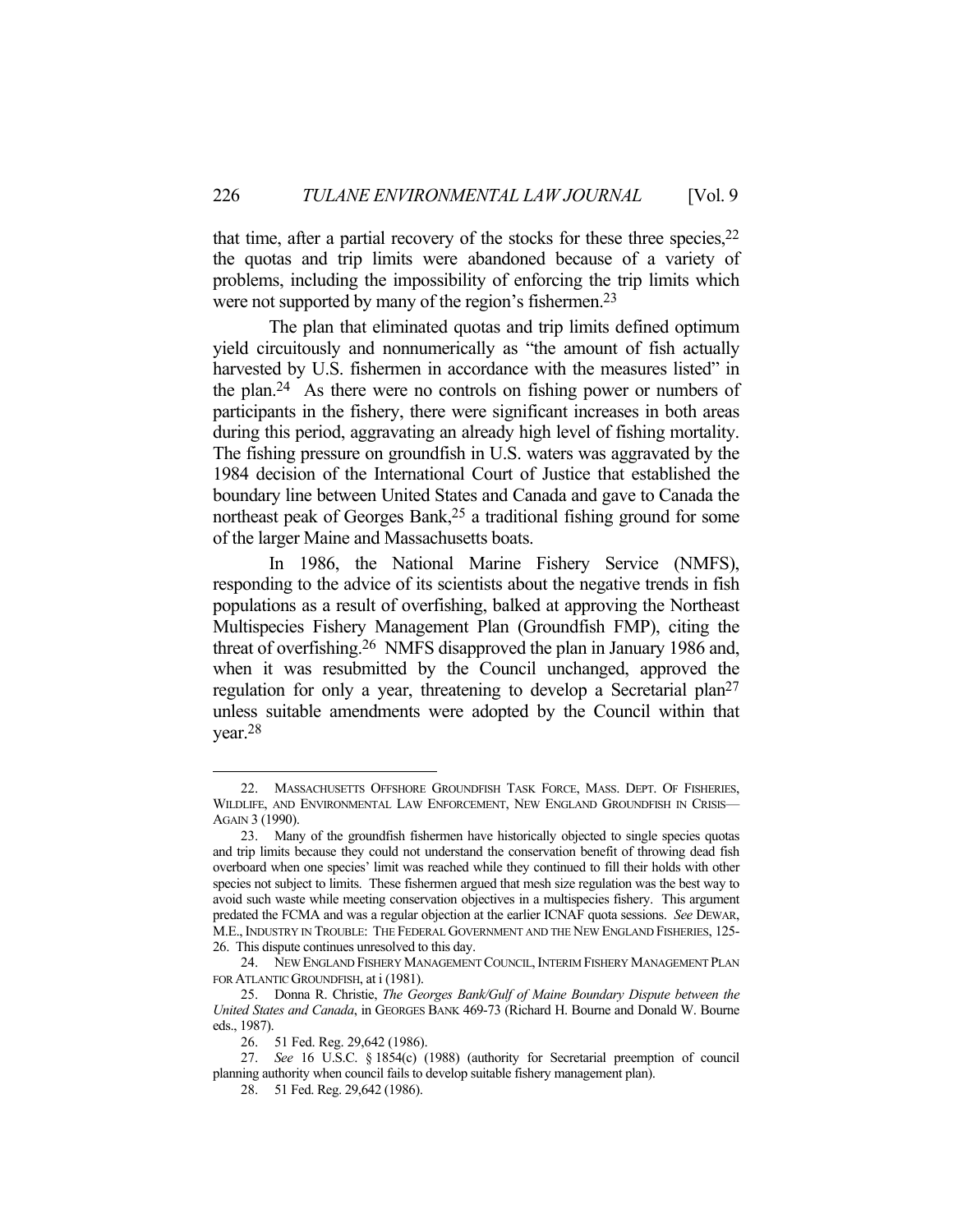that time, after a partial recovery of the stocks for these three species,[22] the quotas and trip limits were abandoned because of a variety of problems, including the impossibility of enforcing the trip limits which were not supported by many of the region's fishermen.[23]

The plan that eliminated quotas and trip limits defined optimum yield circuitously and nonnumerically as "the amount of fish actually harvested by U.S. fishermen in accordance with the measures listed" in the plan.[24] As there were no controls on fishing power or numbers of participants in the fishery, there were significant increases in both areas during this period, aggravating an already high level of fishing mortality. The fishing pressure on groundfish in U.S. waters was aggravated by the 1984 decision of the International Court of Justice that established the boundary line between United States and Canada and gave to Canada the northeast peak of Georges Bank,[25] a traditional fishing ground for some of the larger Maine and Massachusetts boats.

In 1986, the National Marine Fishery Service (NMFS), responding to the advice of its scientists about the negative trends in fish populations as a result of overfishing, balked at approving the Northeast Multispecies Fishery Management Plan (Groundfish FMP), citing the threat of overfishing.[26] NMFS disapproved the plan in January 1986 and, when it was resubmitted by the Council unchanged, approved the regulation for only a year, threatening to develop a Secretarial plan[27] unless suitable amendments were adopted by the Council within that year.[28]

---

22. MASSACHUSETTS OFFSHORE GROUNDFISH TASK FORCE, MASS. DEPT. OF FISHERIES, WILDLIFE, AND ENVIRONMENTAL LAW ENFORCEMENT, NEW ENGLAND GROUNDFISH IN CRISIS—AGAIN 3 (1990).

23. Many of the groundfish fishermen have historically objected to single species quotas and trip limits because they could not understand the conservation benefit of throwing dead fish overboard when one species' limit was reached while they continued to fill their holds with other species not subject to limits. These fishermen argued that mesh size regulation was the best way to avoid such waste while meeting conservation objectives in a multispecies fishery. This argument predated the FCMA and was a regular objection at the earlier ICNAF quota sessions. *See* DEWAR, M.E., INDUSTRY IN TROUBLE: THE FEDERAL GOVERNMENT AND THE NEW ENGLAND FISHERIES, 125-26. This dispute continues unresolved to this day.

24. NEW ENGLAND FISHERY MANAGEMENT COUNCIL, INTERIM FISHERY MANAGEMENT PLAN FOR ATLANTIC GROUNDFISH, at i (1981).

25. Donna R. Christie, *The Georges Bank/Gulf of Maine Boundary Dispute between the United States and Canada*, in GEORGES BANK 469-73 (Richard H. Bourne and Donald W. Bourne eds., 1987).

26. 51 Fed. Reg. 29,642 (1986).

27. *See* 16 U.S.C. § 1854(c) (1988) (authority for Secretarial preemption of council planning authority when council fails to develop suitable fishery management plan).

28. 51 Fed. Reg. 29,642 (1986).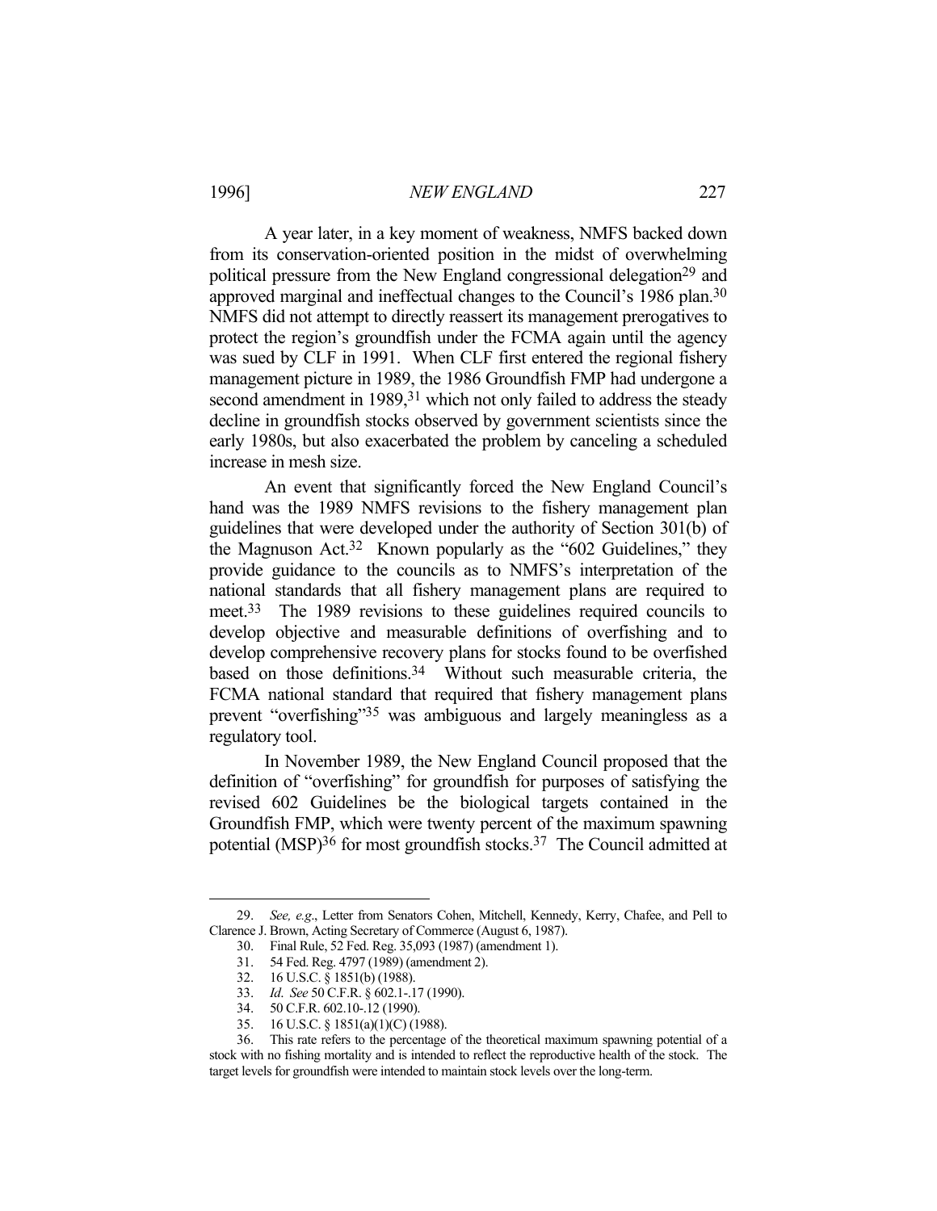A year later, in a key moment of weakness, NMFS backed down from its conservation-oriented position in the midst of overwhelming political pressure from the New England congressional delegation[29] and approved marginal and ineffectual changes to the Council's 1986 plan.[30] NMFS did not attempt to directly reassert its management prerogatives to protect the region's groundfish under the FCMA again until the agency was sued by CLF in 1991. When CLF first entered the regional fishery management picture in 1989, the 1986 Groundfish FMP had undergone a second amendment in 1989,[31] which not only failed to address the steady decline in groundfish stocks observed by government scientists since the early 1980s, but also exacerbated the problem by canceling a scheduled increase in mesh size.

An event that significantly forced the New England Council's hand was the 1989 NMFS revisions to the fishery management plan guidelines that were developed under the authority of Section 301(b) of the Magnuson Act.[32] Known popularly as the "602 Guidelines," they provide guidance to the councils as to NMFS's interpretation of the national standards that all fishery management plans are required to meet.[33] The 1989 revisions to these guidelines required councils to develop objective and measurable definitions of overfishing and to develop comprehensive recovery plans for stocks found to be overfished based on those definitions.[34] Without such measurable criteria, the FCMA national standard that required that fishery management plans prevent "overfishing"[35] was ambiguous and largely meaningless as a regulatory tool.

In November 1989, the New England Council proposed that the definition of "overfishing" for groundfish for purposes of satisfying the revised 602 Guidelines be the biological targets contained in the Groundfish FMP, which were twenty percent of the maximum spawning potential (MSP)[36] for most groundfish stocks.[37] The Council admitted at

---

29. *See, e.g*., Letter from Senators Cohen, Mitchell, Kennedy, Kerry, Chafee, and Pell to Clarence J. Brown, Acting Secretary of Commerce (August 6, 1987).

30. Final Rule, 52 Fed. Reg. 35,093 (1987) (amendment 1).

31. 54 Fed. Reg. 4797 (1989) (amendment 2).

32. 16 U.S.C. § 1851(b) (1988).

33. *Id*. *See* 50 C.F.R. § 602.1-.17 (1990).

34. 50 C.F.R. 602.10-.12 (1990).

35. 16 U.S.C. § 1851(a)(1)(C) (1988).

36. This rate refers to the percentage of the theoretical maximum spawning potential of a stock with no fishing mortality and is intended to reflect the reproductive health of the stock. The target levels for groundfish were intended to maintain stock levels over the long-term.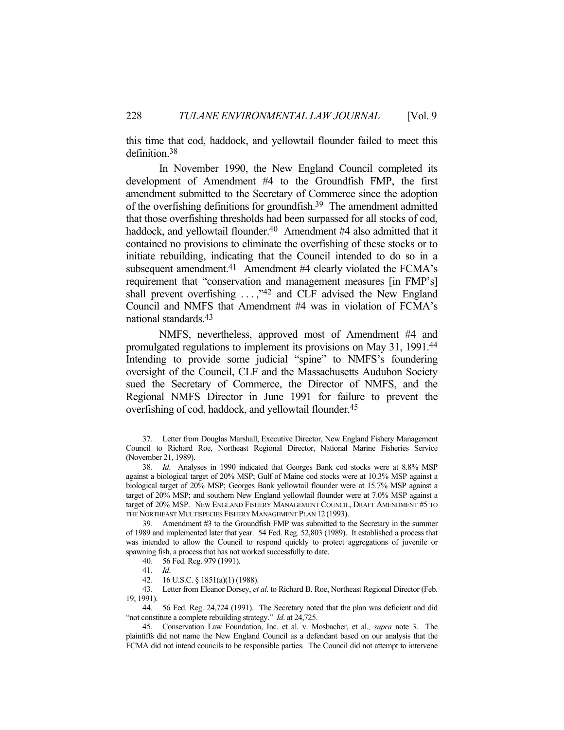this time that cod, haddock, and yellowtail flounder failed to meet this definition.[38]

In November 1990, the New England Council completed its development of Amendment #4 to the Groundfish FMP, the first amendment submitted to the Secretary of Commerce since the adoption of the overfishing definitions for groundfish.[39] The amendment admitted that those overfishing thresholds had been surpassed for all stocks of cod, haddock, and yellowtail flounder.[40] Amendment #4 also admitted that it contained no provisions to eliminate the overfishing of these stocks or to initiate rebuilding, indicating that the Council intended to do so in a subsequent amendment.[41] Amendment #4 clearly violated the FCMA's requirement that "conservation and management measures [in FMP's] shall prevent overfishing . . . ,"[42] and CLF advised the New England Council and NMFS that Amendment #4 was in violation of FCMA's national standards.[43]

NMFS, nevertheless, approved most of Amendment #4 and promulgated regulations to implement its provisions on May 31, 1991.[44] Intending to provide some judicial "spine" to NMFS's foundering oversight of the Council, CLF and the Massachusetts Audubon Society sued the Secretary of Commerce, the Director of NMFS, and the Regional NMFS Director in June 1991 for failure to prevent the overfishing of cod, haddock, and yellowtail flounder.[45]

---

37. Letter from Douglas Marshall, Executive Director, New England Fishery Management Council to Richard Roe, Northeast Regional Director, National Marine Fisheries Service (November 21, 1989).

38. *Id*. Analyses in 1990 indicated that Georges Bank cod stocks were at 8.8% MSP against a biological target of 20% MSP; Gulf of Maine cod stocks were at 10.3% MSP against a biological target of 20% MSP; Georges Bank yellowtail flounder were at 15.7% MSP against a target of 20% MSP; and southern New England yellowtail flounder were at 7.0% MSP against a target of 20% MSP. NEW ENGLAND FISHERY MANAGEMENT COUNCIL, DRAFT AMENDMENT #5 TO THE NORTHEAST MULTISPECIES FISHERY MANAGEMENT PLAN 12 (1993).

39. Amendment #3 to the Groundfish FMP was submitted to the Secretary in the summer of 1989 and implemented later that year. 54 Fed. Reg. 52,803 (1989). It established a process that was intended to allow the Council to respond quickly to protect aggregations of juvenile or spawning fish, a process that has not worked successfully to date.

40. 56 Fed. Reg. 979 (1991).

41. *Id*.

42. 16 U.S.C. § 1851(a)(1) (1988).

43. Letter from Eleanor Dorsey, *et al*. to Richard B. Roe, Northeast Regional Director (Feb. 19, 1991).

44. 56 Fed. Reg. 24,724 (1991). The Secretary noted that the plan was deficient and did "not constitute a complete rebuilding strategy." *Id*. at 24,725.

45. Conservation Law Foundation, Inc. et al. v. Mosbacher, et al.*, supra* note 3. The plaintiffs did not name the New England Council as a defendant based on our analysis that the FCMA did not intend councils to be responsible parties. The Council did not attempt to intervene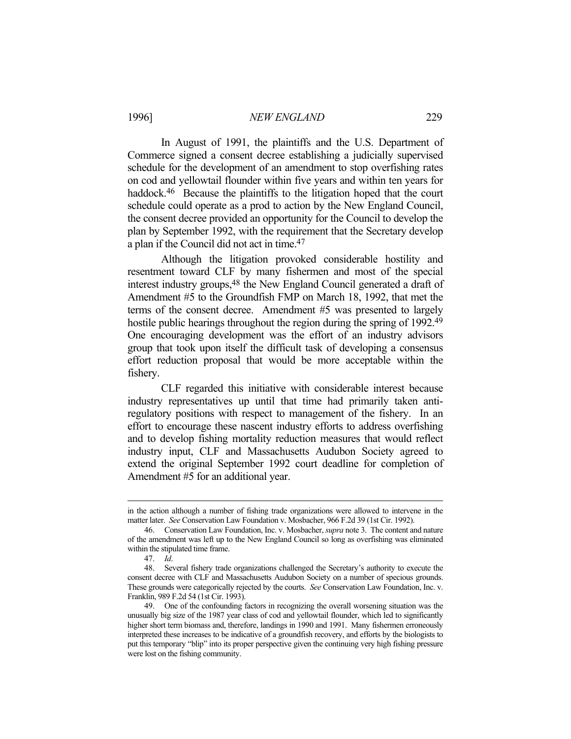In August of 1991, the plaintiffs and the U.S. Department of Commerce signed a consent decree establishing a judicially supervised schedule for the development of an amendment to stop overfishing rates on cod and yellowtail flounder within five years and within ten years for haddock.[46] Because the plaintiffs to the litigation hoped that the court schedule could operate as a prod to action by the New England Council, the consent decree provided an opportunity for the Council to develop the plan by September 1992, with the requirement that the Secretary develop a plan if the Council did not act in time.[47]

Although the litigation provoked considerable hostility and resentment toward CLF by many fishermen and most of the special interest industry groups,[48] the New England Council generated a draft of Amendment #5 to the Groundfish FMP on March 18, 1992, that met the terms of the consent decree. Amendment #5 was presented to largely hostile public hearings throughout the region during the spring of 1992.[49] One encouraging development was the effort of an industry advisors group that took upon itself the difficult task of developing a consensus effort reduction proposal that would be more acceptable within the fishery.

CLF regarded this initiative with considerable interest because industry representatives up until that time had primarily taken anti-regulatory positions with respect to management of the fishery. In an effort to encourage these nascent industry efforts to address overfishing and to develop fishing mortality reduction measures that would reflect industry input, CLF and Massachusetts Audubon Society agreed to extend the original September 1992 court deadline for completion of Amendment #5 for an additional year.

---

in the action although a number of fishing trade organizations were allowed to intervene in the matter later. *See* Conservation Law Foundation v. Mosbacher, 966 F.2d 39 (1st Cir. 1992).

46. Conservation Law Foundation, Inc. v. Mosbacher, *supra* note 3. The content and nature of the amendment was left up to the New England Council so long as overfishing was eliminated within the stipulated time frame.

47. *Id.*

48. Several fishery trade organizations challenged the Secretary's authority to execute the consent decree with CLF and Massachusetts Audubon Society on a number of specious grounds. These grounds were categorically rejected by the courts. *See* Conservation Law Foundation, Inc. v. Franklin, 989 F.2d 54 (1st Cir. 1993).

49. One of the confounding factors in recognizing the overall worsening situation was the unusually big size of the 1987 year class of cod and yellowtail flounder, which led to significantly higher short term biomass and, therefore, landings in 1990 and 1991. Many fishermen erroneously interpreted these increases to be indicative of a groundfish recovery, and efforts by the biologists to put this temporary "blip" into its proper perspective given the continuing very high fishing pressure were lost on the fishing community.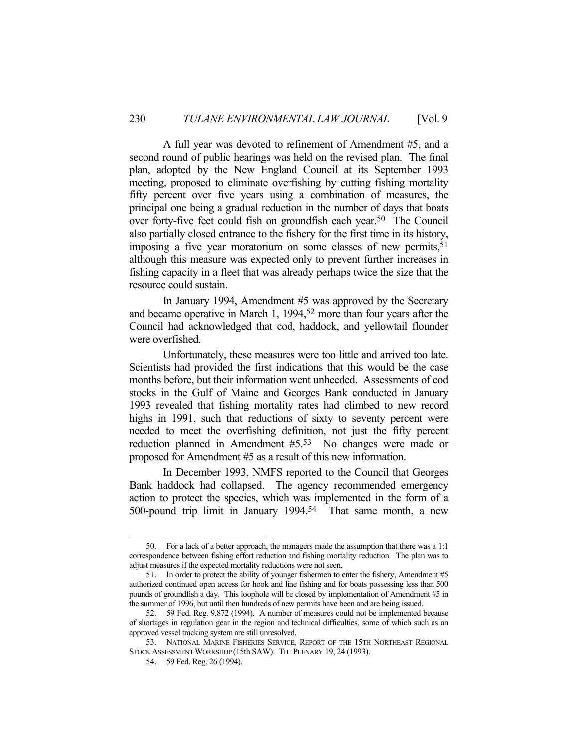A full year was devoted to refinement of Amendment #5, and a second round of public hearings was held on the revised plan. The final plan, adopted by the New England Council at its September 1993 meeting, proposed to eliminate overfishing by cutting fishing mortality fifty percent over five years using a combination of measures, the principal one being a gradual reduction in the number of days that boats over forty-five feet could fish on groundfish each year.[50] The Council also partially closed entrance to the fishery for the first time in its history, imposing a five year moratorium on some classes of new permits,[51] although this measure was expected only to prevent further increases in fishing capacity in a fleet that was already perhaps twice the size that the resource could sustain.

In January 1994, Amendment #5 was approved by the Secretary and became operative in March 1, 1994,[52] more than four years after the Council had acknowledged that cod, haddock, and yellowtail flounder were overfished.

Unfortunately, these measures were too little and arrived too late. Scientists had provided the first indications that this would be the case months before, but their information went unheeded. Assessments of cod stocks in the Gulf of Maine and Georges Bank conducted in January 1993 revealed that fishing mortality rates had climbed to new record highs in 1991, such that reductions of sixty to seventy percent were needed to meet the overfishing definition, not just the fifty percent reduction planned in Amendment #5.[53] No changes were made or proposed for Amendment #5 as a result of this new information.

In December 1993, NMFS reported to the Council that Georges Bank haddock had collapsed. The agency recommended emergency action to protect the species, which was implemented in the form of a 500-pound trip limit in January 1994.[54] That same month, a new

---

50. For a lack of a better approach, the managers made the assumption that there was a 1:1 correspondence between fishing effort reduction and fishing mortality reduction. The plan was to adjust measures if the expected mortality reductions were not seen.

51. In order to protect the ability of younger fishermen to enter the fishery, Amendment #5 authorized continued open access for hook and line fishing and for boats possessing less than 500 pounds of groundfish a day. This loophole will be closed by implementation of Amendment #5 in the summer of 1996, but until then hundreds of new permits have been and are being issued.

52. 59 Fed. Reg. 9,872 (1994). A number of measures could not be implemented because of shortages in regulation gear in the region and technical difficulties, some of which such as an approved vessel tracking system are still unresolved.

53. NATIONAL MARINE FISHERIES SERVICE, REPORT OF THE 15TH NORTHEAST REGIONAL STOCK ASSESSMENT WORKSHOP (15th SAW): THE PLENARY 19, 24 (1993).

54. 59 Fed. Reg. 26 (1994).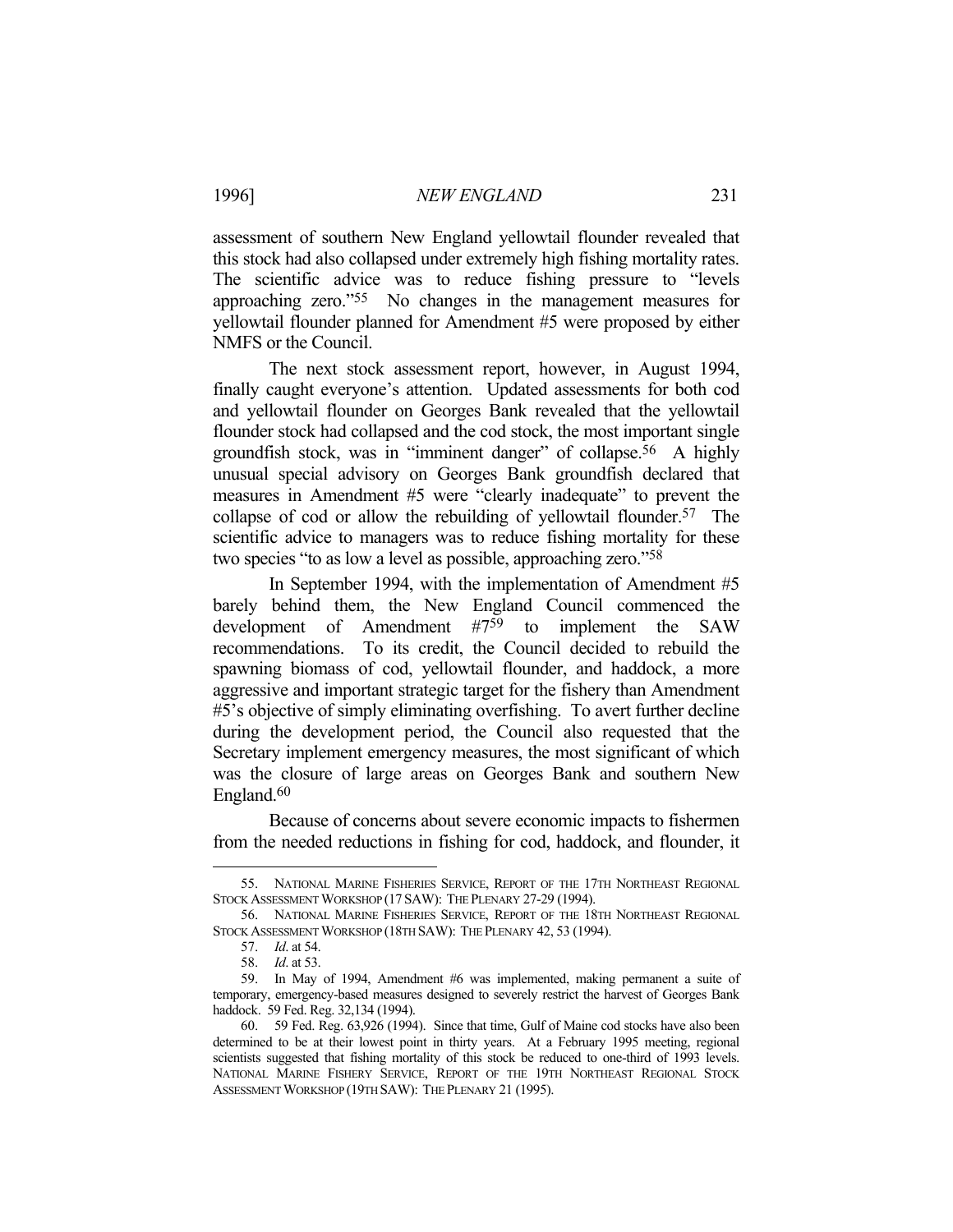assessment of southern New England yellowtail flounder revealed that this stock had also collapsed under extremely high fishing mortality rates. The scientific advice was to reduce fishing pressure to "levels approaching zero."[55] No changes in the management measures for yellowtail flounder planned for Amendment #5 were proposed by either NMFS or the Council.

The next stock assessment report, however, in August 1994, finally caught everyone's attention. Updated assessments for both cod and yellowtail flounder on Georges Bank revealed that the yellowtail flounder stock had collapsed and the cod stock, the most important single groundfish stock, was in "imminent danger" of collapse.[56] A highly unusual special advisory on Georges Bank groundfish declared that measures in Amendment #5 were "clearly inadequate" to prevent the collapse of cod or allow the rebuilding of yellowtail flounder.[57] The scientific advice to managers was to reduce fishing mortality for these two species "to as low a level as possible, approaching zero."[58]

In September 1994, with the implementation of Amendment #5 barely behind them, the New England Council commenced the development of Amendment #7[59] to implement the SAW recommendations. To its credit, the Council decided to rebuild the spawning biomass of cod, yellowtail flounder, and haddock, a more aggressive and important strategic target for the fishery than Amendment #5's objective of simply eliminating overfishing. To avert further decline during the development period, the Council also requested that the Secretary implement emergency measures, the most significant of which was the closure of large areas on Georges Bank and southern New England.[60]

Because of concerns about severe economic impacts to fishermen from the needed reductions in fishing for cod, haddock, and flounder, it

---

55. NATIONAL MARINE FISHERIES SERVICE, REPORT OF THE 17TH NORTHEAST REGIONAL STOCK ASSESSMENT WORKSHOP (17 SAW): THE PLENARY 27-29 (1994).

56. NATIONAL MARINE FISHERIES SERVICE, REPORT OF THE 18TH NORTHEAST REGIONAL STOCK ASSESSMENT WORKSHOP (18TH SAW): THE PLENARY 42, 53 (1994).

57. *Id*. at 54.

58. *Id*. at 53.

59. In May of 1994, Amendment #6 was implemented, making permanent a suite of temporary, emergency-based measures designed to severely restrict the harvest of Georges Bank haddock. 59 Fed. Reg. 32,134 (1994).

60. 59 Fed. Reg. 63,926 (1994). Since that time, Gulf of Maine cod stocks have also been determined to be at their lowest point in thirty years. At a February 1995 meeting, regional scientists suggested that fishing mortality of this stock be reduced to one-third of 1993 levels. NATIONAL MARINE FISHERY SERVICE, REPORT OF THE 19TH NORTHEAST REGIONAL STOCK ASSESSMENT WORKSHOP (19TH SAW): THE PLENARY 21 (1995).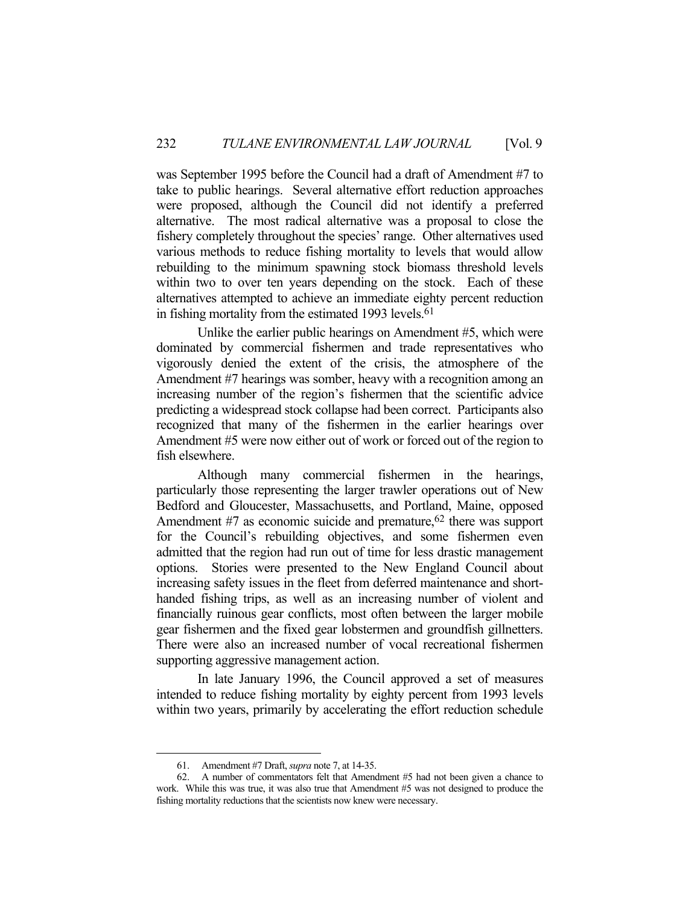was September 1995 before the Council had a draft of Amendment #7 to take to public hearings. Several alternative effort reduction approaches were proposed, although the Council did not identify a preferred alternative. The most radical alternative was a proposal to close the fishery completely throughout the species' range. Other alternatives used various methods to reduce fishing mortality to levels that would allow rebuilding to the minimum spawning stock biomass threshold levels within two to over ten years depending on the stock. Each of these alternatives attempted to achieve an immediate eighty percent reduction in fishing mortality from the estimated 1993 levels.[61]

Unlike the earlier public hearings on Amendment #5, which were dominated by commercial fishermen and trade representatives who vigorously denied the extent of the crisis, the atmosphere of the Amendment #7 hearings was somber, heavy with a recognition among an increasing number of the region's fishermen that the scientific advice predicting a widespread stock collapse had been correct. Participants also recognized that many of the fishermen in the earlier hearings over Amendment #5 were now either out of work or forced out of the region to fish elsewhere.

Although many commercial fishermen in the hearings, particularly those representing the larger trawler operations out of New Bedford and Gloucester, Massachusetts, and Portland, Maine, opposed Amendment #7 as economic suicide and premature,[62] there was support for the Council's rebuilding objectives, and some fishermen even admitted that the region had run out of time for less drastic management options. Stories were presented to the New England Council about increasing safety issues in the fleet from deferred maintenance and short-handed fishing trips, as well as an increasing number of violent and financially ruinous gear conflicts, most often between the larger mobile gear fishermen and the fixed gear lobstermen and groundfish gillnetters. There were also an increased number of vocal recreational fishermen supporting aggressive management action.

In late January 1996, the Council approved a set of measures intended to reduce fishing mortality by eighty percent from 1993 levels within two years, primarily by accelerating the effort reduction schedule

---

61. Amendment #7 Draft, *supra* note 7, at 14-35.

62. A number of commentators felt that Amendment #5 had not been given a chance to work. While this was true, it was also true that Amendment #5 was not designed to produce the fishing mortality reductions that the scientists now knew were necessary.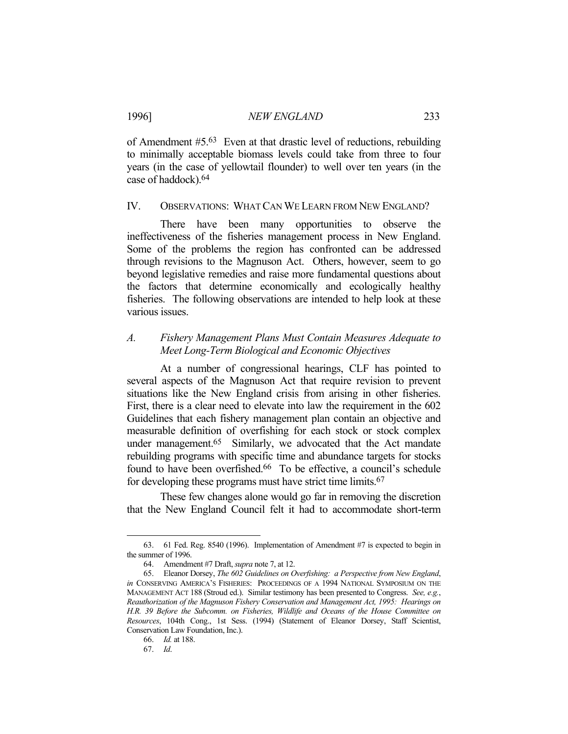of Amendment #5.[63] Even at that drastic level of reductions, rebuilding to minimally acceptable biomass levels could take from three to four years (in the case of yellowtail flounder) to well over ten years (in the case of haddock).[64]

## IV. OBSERVATIONS: WHAT CAN WE LEARN FROM NEW ENGLAND?

There have been many opportunities to observe the ineffectiveness of the fisheries management process in New England. Some of the problems the region has confronted can be addressed through revisions to the Magnuson Act. Others, however, seem to go beyond legislative remedies and raise more fundamental questions about the factors that determine economically and ecologically healthy fisheries. The following observations are intended to help look at these various issues.

### *A. Fishery Management Plans Must Contain Measures Adequate to Meet Long-Term Biological and Economic Objectives*

At a number of congressional hearings, CLF has pointed to several aspects of the Magnuson Act that require revision to prevent situations like the New England crisis from arising in other fisheries. First, there is a clear need to elevate into law the requirement in the 602 Guidelines that each fishery management plan contain an objective and measurable definition of overfishing for each stock or stock complex under management.[65] Similarly, we advocated that the Act mandate rebuilding programs with specific time and abundance targets for stocks found to have been overfished.[66] To be effective, a council's schedule for developing these programs must have strict time limits.[67]

These few changes alone would go far in removing the discretion that the New England Council felt it had to accommodate short-term

---

63. 61 Fed. Reg. 8540 (1996). Implementation of Amendment #7 is expected to begin in the summer of 1996.

64. Amendment #7 Draft, *supra* note 7, at 12.

65. Eleanor Dorsey, *The 602 Guidelines on Overfishing: a Perspective from New England*, *in* CONSERVING AMERICA'S FISHERIES: PROCEEDINGS OF A 1994 NATIONAL SYMPOSIUM ON THE MANAGEMENT ACT 188 (Stroud ed.). Similar testimony has been presented to Congress. *See, e.g.*, *Reauthorization of the Magnuson Fishery Conservation and Management Act, 1995: Hearings on H.R. 39 Before the Subcomm. on Fisheries, Wildlife and Oceans of the House Committee on Resources*, 104th Cong., 1st Sess. (1994) (Statement of Eleanor Dorsey, Staff Scientist, Conservation Law Foundation, Inc.).

66. *Id.* at 188.

67. *Id*.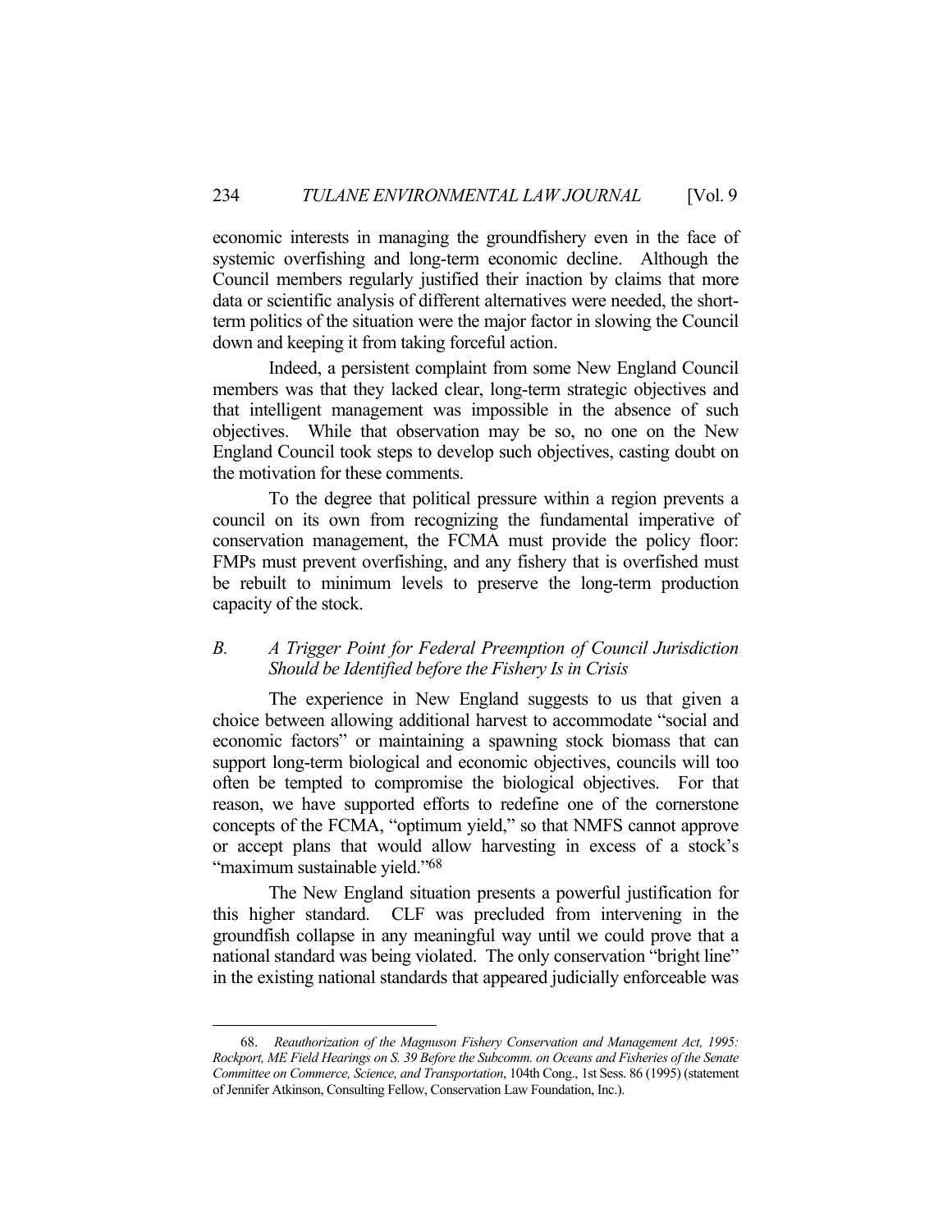economic interests in managing the groundfishery even in the face of systemic overfishing and long-term economic decline. Although the Council members regularly justified their inaction by claims that more data or scientific analysis of different alternatives were needed, the short-term politics of the situation were the major factor in slowing the Council down and keeping it from taking forceful action.

Indeed, a persistent complaint from some New England Council members was that they lacked clear, long-term strategic objectives and that intelligent management was impossible in the absence of such objectives. While that observation may be so, no one on the New England Council took steps to develop such objectives, casting doubt on the motivation for these comments.

To the degree that political pressure within a region prevents a council on its own from recognizing the fundamental imperative of conservation management, the FCMA must provide the policy floor: FMPs must prevent overfishing, and any fishery that is overfished must be rebuilt to minimum levels to preserve the long-term production capacity of the stock.

### *B. A Trigger Point for Federal Preemption of Council Jurisdiction Should be Identified before the Fishery Is in Crisis*

The experience in New England suggests to us that given a choice between allowing additional harvest to accommodate "social and economic factors" or maintaining a spawning stock biomass that can support long-term biological and economic objectives, councils will too often be tempted to compromise the biological objectives. For that reason, we have supported efforts to redefine one of the cornerstone concepts of the FCMA, "optimum yield," so that NMFS cannot approve or accept plans that would allow harvesting in excess of a stock's "maximum sustainable yield."[68]

The New England situation presents a powerful justification for this higher standard. CLF was precluded from intervening in the groundfish collapse in any meaningful way until we could prove that a national standard was being violated. The only conservation "bright line" in the existing national standards that appeared judicially enforceable was

---

68. *Reauthorization of the Magnuson Fishery Conservation and Management Act, 1995: Rockport, ME Field Hearings on S. 39 Before the Subcomm. on Oceans and Fisheries of the Senate Committee on Commerce, Science, and Transportation*, 104th Cong., 1st Sess. 86 (1995) (statement of Jennifer Atkinson, Consulting Fellow, Conservation Law Foundation, Inc.).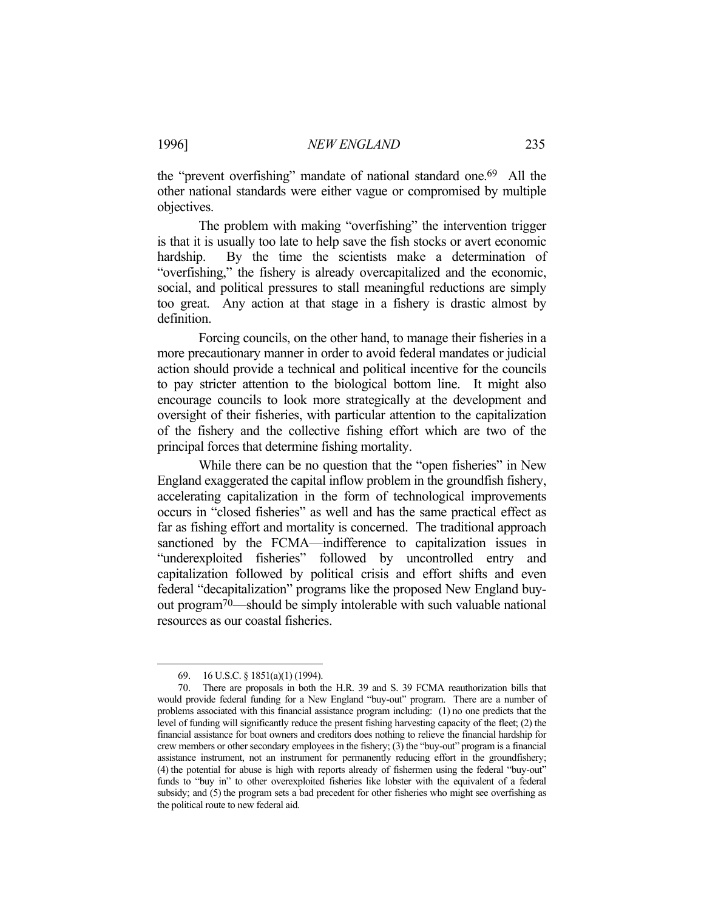the "prevent overfishing" mandate of national standard one.[69] All the other national standards were either vague or compromised by multiple objectives.

The problem with making "overfishing" the intervention trigger is that it is usually too late to help save the fish stocks or avert economic hardship. By the time the scientists make a determination of "overfishing," the fishery is already overcapitalized and the economic, social, and political pressures to stall meaningful reductions are simply too great. Any action at that stage in a fishery is drastic almost by definition.

Forcing councils, on the other hand, to manage their fisheries in a more precautionary manner in order to avoid federal mandates or judicial action should provide a technical and political incentive for the councils to pay stricter attention to the biological bottom line. It might also encourage councils to look more strategically at the development and oversight of their fisheries, with particular attention to the capitalization of the fishery and the collective fishing effort which are two of the principal forces that determine fishing mortality.

While there can be no question that the "open fisheries" in New England exaggerated the capital inflow problem in the groundfish fishery, accelerating capitalization in the form of technological improvements occurs in "closed fisheries" as well and has the same practical effect as far as fishing effort and mortality is concerned. The traditional approach sanctioned by the FCMA—indifference to capitalization issues in "underexploited fisheries" followed by uncontrolled entry and capitalization followed by political crisis and effort shifts and even federal "decapitalization" programs like the proposed New England buy-out program[70]—should be simply intolerable with such valuable national resources as our coastal fisheries.

---

69. 16 U.S.C. § 1851(a)(1) (1994).

70. There are proposals in both the H.R. 39 and S. 39 FCMA reauthorization bills that would provide federal funding for a New England "buy-out" program. There are a number of problems associated with this financial assistance program including: (1) no one predicts that the level of funding will significantly reduce the present fishing harvesting capacity of the fleet; (2) the financial assistance for boat owners and creditors does nothing to relieve the financial hardship for crew members or other secondary employees in the fishery; (3) the "buy-out" program is a financial assistance instrument, not an instrument for permanently reducing effort in the groundfishery; (4) the potential for abuse is high with reports already of fishermen using the federal "buy-out" funds to "buy in" to other overexploited fisheries like lobster with the equivalent of a federal subsidy; and (5) the program sets a bad precedent for other fisheries who might see overfishing as the political route to new federal aid.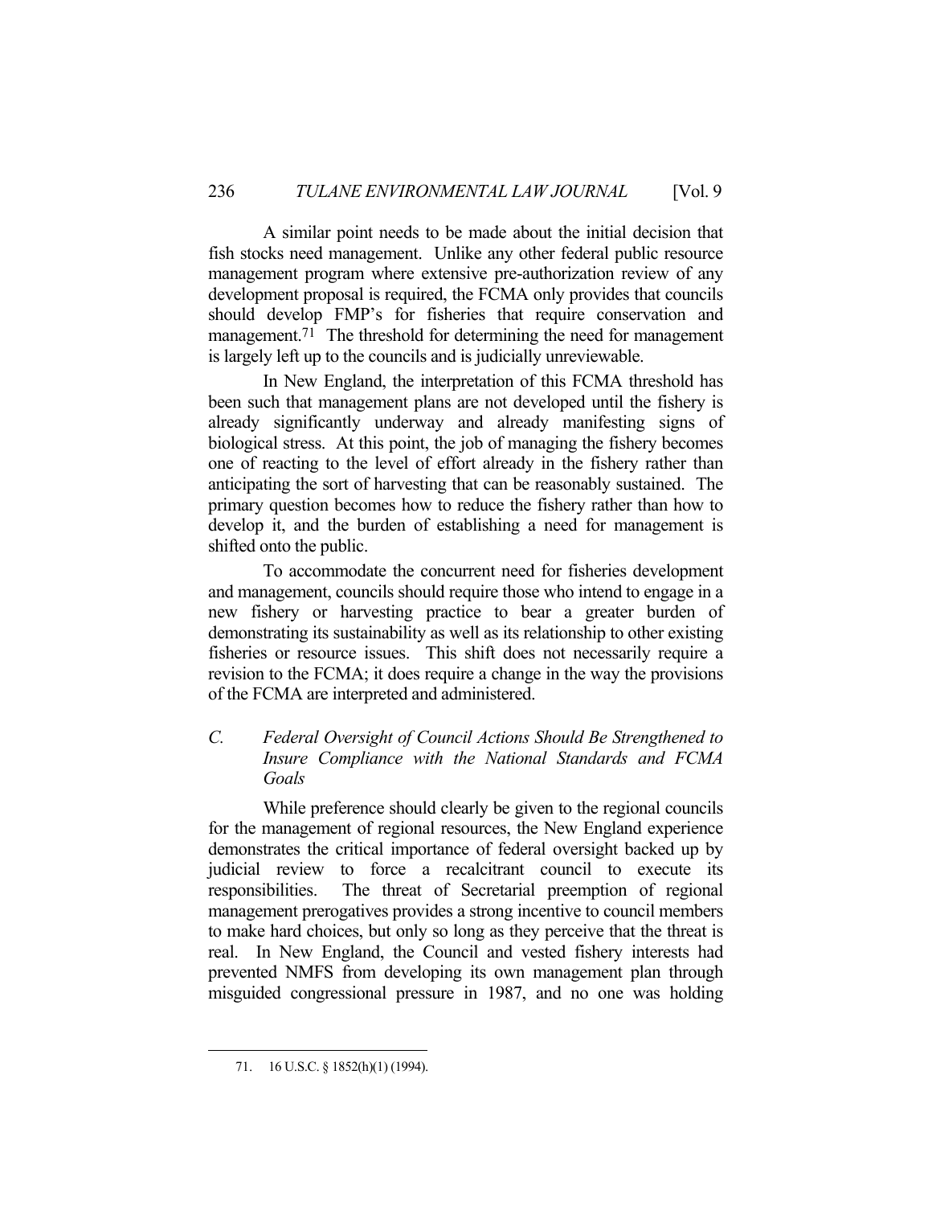A similar point needs to be made about the initial decision that fish stocks need management. Unlike any other federal public resource management program where extensive pre-authorization review of any development proposal is required, the FCMA only provides that councils should develop FMP's for fisheries that require conservation and management.[71] The threshold for determining the need for management is largely left up to the councils and is judicially unreviewable.

In New England, the interpretation of this FCMA threshold has been such that management plans are not developed until the fishery is already significantly underway and already manifesting signs of biological stress. At this point, the job of managing the fishery becomes one of reacting to the level of effort already in the fishery rather than anticipating the sort of harvesting that can be reasonably sustained. The primary question becomes how to reduce the fishery rather than how to develop it, and the burden of establishing a need for management is shifted onto the public.

To accommodate the concurrent need for fisheries development and management, councils should require those who intend to engage in a new fishery or harvesting practice to bear a greater burden of demonstrating its sustainability as well as its relationship to other existing fisheries or resource issues. This shift does not necessarily require a revision to the FCMA; it does require a change in the way the provisions of the FCMA are interpreted and administered.

### *C. Federal Oversight of Council Actions Should Be Strengthened to Insure Compliance with the National Standards and FCMA Goals*

While preference should clearly be given to the regional councils for the management of regional resources, the New England experience demonstrates the critical importance of federal oversight backed up by judicial review to force a recalcitrant council to execute its responsibilities. The threat of Secretarial preemption of regional management prerogatives provides a strong incentive to council members to make hard choices, but only so long as they perceive that the threat is real. In New England, the Council and vested fishery interests had prevented NMFS from developing its own management plan through misguided congressional pressure in 1987, and no one was holding

---

71. 16 U.S.C. § 1852(h)(1) (1994).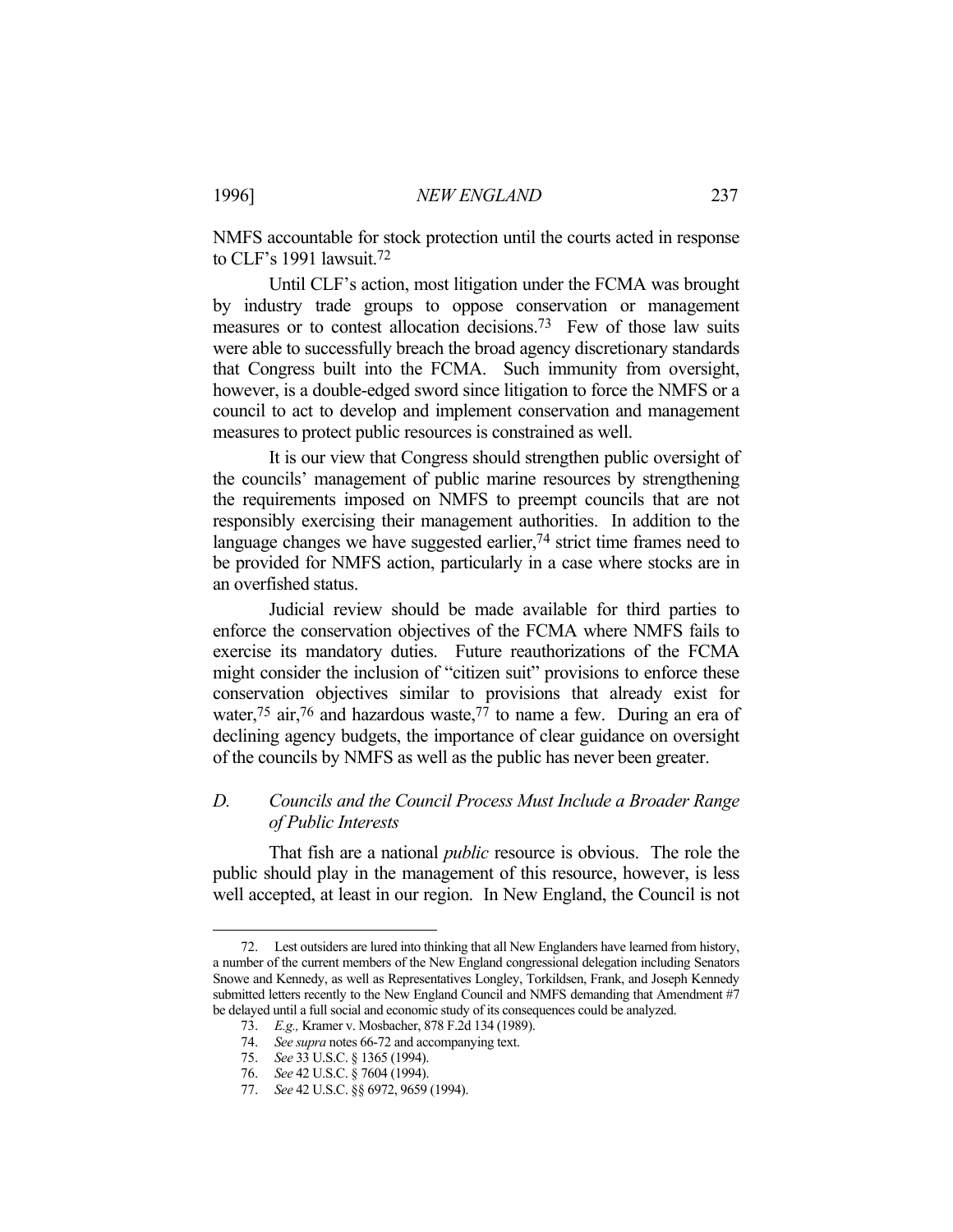NMFS accountable for stock protection until the courts acted in response to CLF's 1991 lawsuit.[72]

Until CLF's action, most litigation under the FCMA was brought by industry trade groups to oppose conservation or management measures or to contest allocation decisions.[73] Few of those law suits were able to successfully breach the broad agency discretionary standards that Congress built into the FCMA. Such immunity from oversight, however, is a double-edged sword since litigation to force the NMFS or a council to act to develop and implement conservation and management measures to protect public resources is constrained as well.

It is our view that Congress should strengthen public oversight of the councils' management of public marine resources by strengthening the requirements imposed on NMFS to preempt councils that are not responsibly exercising their management authorities. In addition to the language changes we have suggested earlier,[74] strict time frames need to be provided for NMFS action, particularly in a case where stocks are in an overfished status.

Judicial review should be made available for third parties to enforce the conservation objectives of the FCMA where NMFS fails to exercise its mandatory duties. Future reauthorizations of the FCMA might consider the inclusion of "citizen suit" provisions to enforce these conservation objectives similar to provisions that already exist for water,[75] air,[76] and hazardous waste,[77] to name a few. During an era of declining agency budgets, the importance of clear guidance on oversight of the councils by NMFS as well as the public has never been greater.

### *D. Councils and the Council Process Must Include a Broader Range of Public Interests*

That fish are a national *public* resource is obvious. The role the public should play in the management of this resource, however, is less well accepted, at least in our region. In New England, the Council is not

---

72. Lest outsiders are lured into thinking that all New Englanders have learned from history, a number of the current members of the New England congressional delegation including Senators Snowe and Kennedy, as well as Representatives Longley, Torkildsen, Frank, and Joseph Kennedy submitted letters recently to the New England Council and NMFS demanding that Amendment #7 be delayed until a full social and economic study of its consequences could be analyzed.

73. *E.g.,* Kramer v. Mosbacher, 878 F.2d 134 (1989).

74. *See supra* notes 66-72 and accompanying text.

75. *See* 33 U.S.C. § 1365 (1994).

76. *See* 42 U.S.C. § 7604 (1994).

77. *See* 42 U.S.C. §§ 6972, 9659 (1994).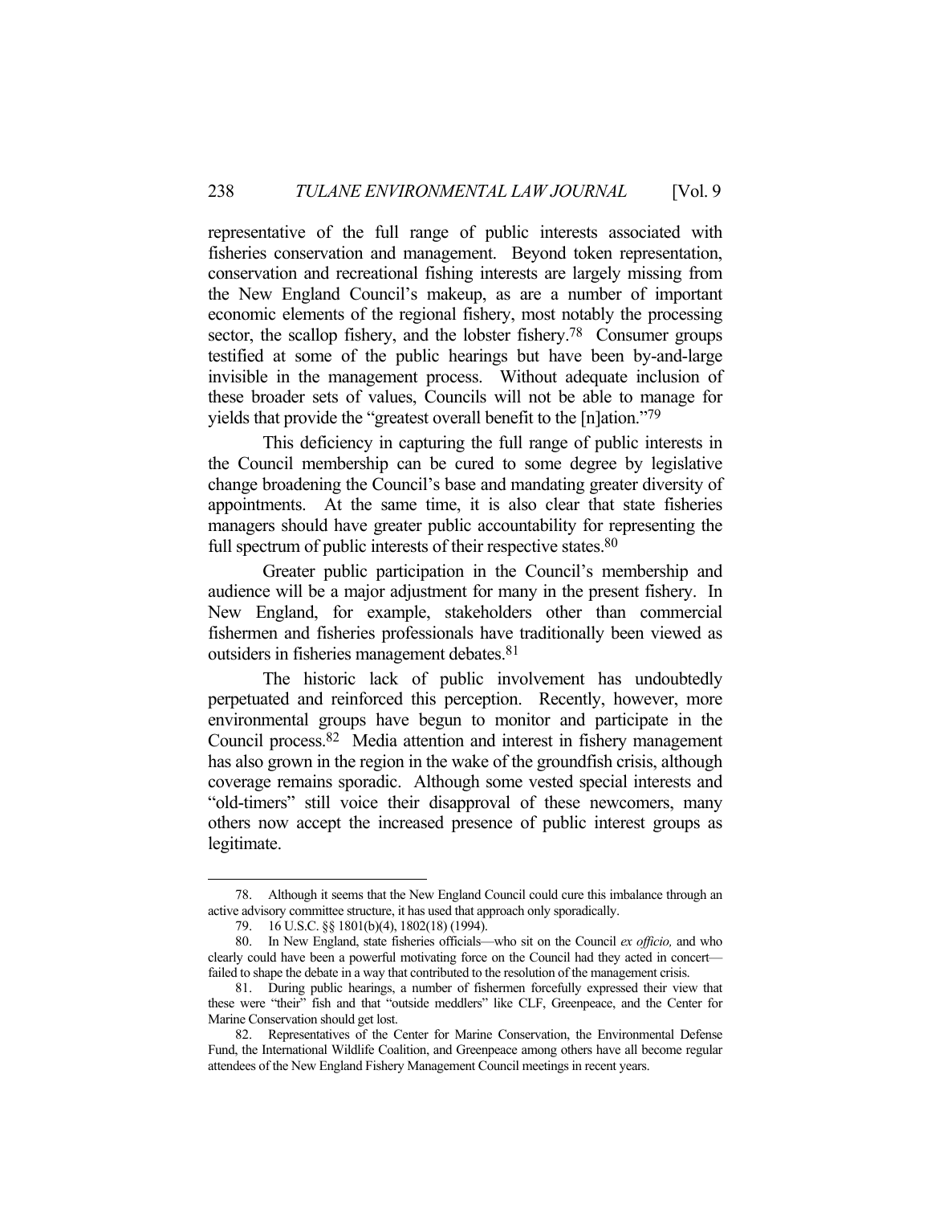representative of the full range of public interests associated with fisheries conservation and management. Beyond token representation, conservation and recreational fishing interests are largely missing from the New England Council's makeup, as are a number of important economic elements of the regional fishery, most notably the processing sector, the scallop fishery, and the lobster fishery.[78] Consumer groups testified at some of the public hearings but have been by-and-large invisible in the management process. Without adequate inclusion of these broader sets of values, Councils will not be able to manage for yields that provide the "greatest overall benefit to the [n]ation."[79]

This deficiency in capturing the full range of public interests in the Council membership can be cured to some degree by legislative change broadening the Council's base and mandating greater diversity of appointments. At the same time, it is also clear that state fisheries managers should have greater public accountability for representing the full spectrum of public interests of their respective states.[80]

Greater public participation in the Council's membership and audience will be a major adjustment for many in the present fishery. In New England, for example, stakeholders other than commercial fishermen and fisheries professionals have traditionally been viewed as outsiders in fisheries management debates.[81]

The historic lack of public involvement has undoubtedly perpetuated and reinforced this perception. Recently, however, more environmental groups have begun to monitor and participate in the Council process.[82] Media attention and interest in fishery management has also grown in the region in the wake of the groundfish crisis, although coverage remains sporadic. Although some vested special interests and "old-timers" still voice their disapproval of these newcomers, many others now accept the increased presence of public interest groups as legitimate.

---

78. Although it seems that the New England Council could cure this imbalance through an active advisory committee structure, it has used that approach only sporadically.

79. 16 U.S.C. §§ 1801(b)(4), 1802(18) (1994).

80. In New England, state fisheries officials—who sit on the Council *ex officio,* and who clearly could have been a powerful motivating force on the Council had they acted in concert—failed to shape the debate in a way that contributed to the resolution of the management crisis.

81. During public hearings, a number of fishermen forcefully expressed their view that these were "their" fish and that "outside meddlers" like CLF, Greenpeace, and the Center for Marine Conservation should get lost.

82. Representatives of the Center for Marine Conservation, the Environmental Defense Fund, the International Wildlife Coalition, and Greenpeace among others have all become regular attendees of the New England Fishery Management Council meetings in recent years.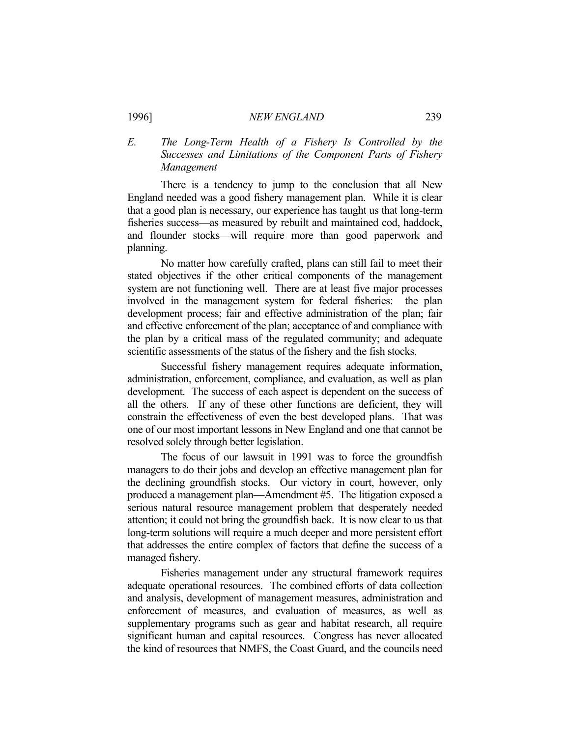### *E. The Long-Term Health of a Fishery Is Controlled by the Successes and Limitations of the Component Parts of Fishery Management*

There is a tendency to jump to the conclusion that all New England needed was a good fishery management plan. While it is clear that a good plan is necessary, our experience has taught us that long-term fisheries success—as measured by rebuilt and maintained cod, haddock, and flounder stocks—will require more than good paperwork and planning.

No matter how carefully crafted, plans can still fail to meet their stated objectives if the other critical components of the management system are not functioning well. There are at least five major processes involved in the management system for federal fisheries: the plan development process; fair and effective administration of the plan; fair and effective enforcement of the plan; acceptance of and compliance with the plan by a critical mass of the regulated community; and adequate scientific assessments of the status of the fishery and the fish stocks.

Successful fishery management requires adequate information, administration, enforcement, compliance, and evaluation, as well as plan development. The success of each aspect is dependent on the success of all the others. If any of these other functions are deficient, they will constrain the effectiveness of even the best developed plans. That was one of our most important lessons in New England and one that cannot be resolved solely through better legislation.

The focus of our lawsuit in 1991 was to force the groundfish managers to do their jobs and develop an effective management plan for the declining groundfish stocks. Our victory in court, however, only produced a management plan—Amendment #5. The litigation exposed a serious natural resource management problem that desperately needed attention; it could not bring the groundfish back. It is now clear to us that long-term solutions will require a much deeper and more persistent effort that addresses the entire complex of factors that define the success of a managed fishery.

Fisheries management under any structural framework requires adequate operational resources. The combined efforts of data collection and analysis, development of management measures, administration and enforcement of measures, and evaluation of measures, as well as supplementary programs such as gear and habitat research, all require significant human and capital resources. Congress has never allocated the kind of resources that NMFS, the Coast Guard, and the councils need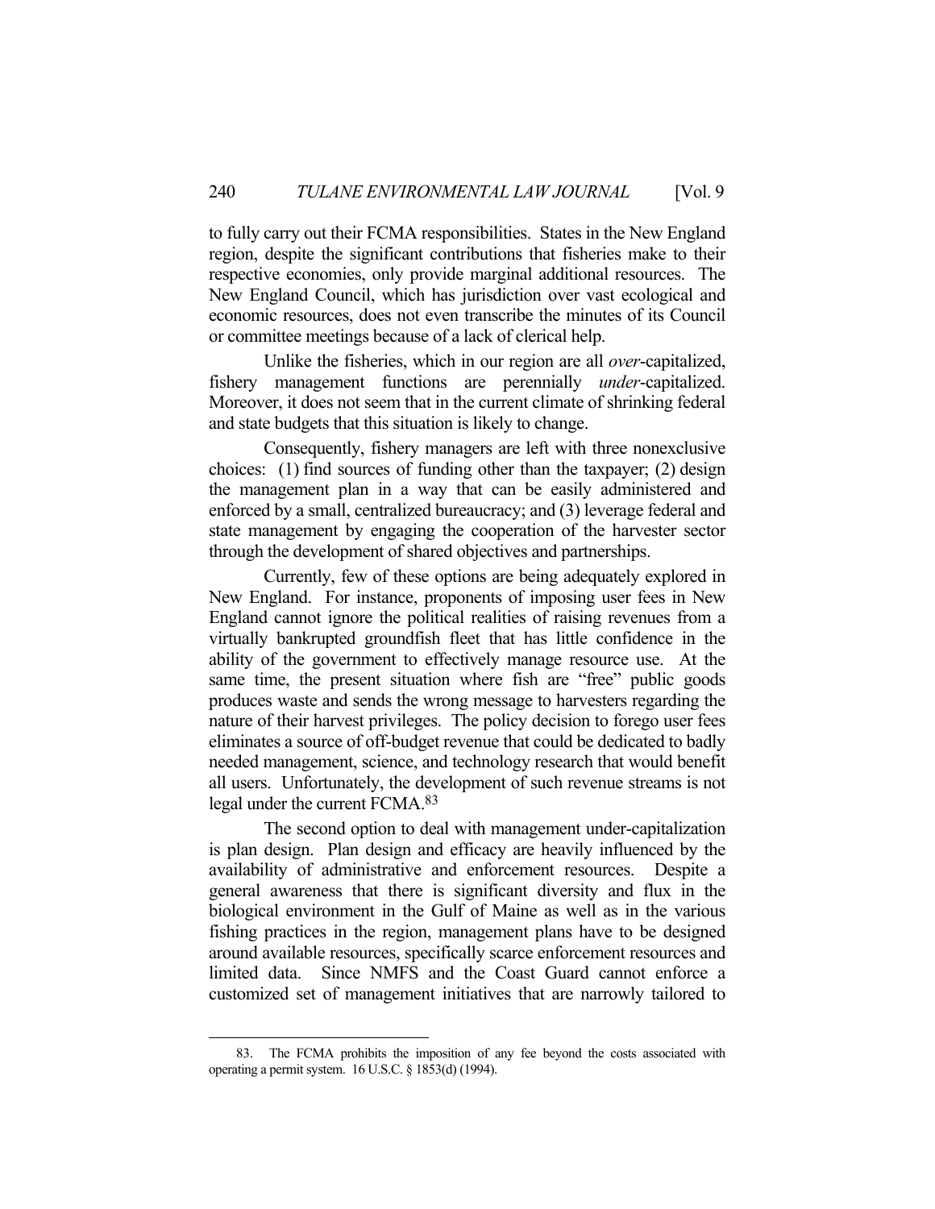to fully carry out their FCMA responsibilities. States in the New England region, despite the significant contributions that fisheries make to their respective economies, only provide marginal additional resources. The New England Council, which has jurisdiction over vast ecological and economic resources, does not even transcribe the minutes of its Council or committee meetings because of a lack of clerical help.

Unlike the fisheries, which in our region are all *over*-capitalized, fishery management functions are perennially *under*-capitalized. Moreover, it does not seem that in the current climate of shrinking federal and state budgets that this situation is likely to change.

Consequently, fishery managers are left with three nonexclusive choices: (1) find sources of funding other than the taxpayer; (2) design the management plan in a way that can be easily administered and enforced by a small, centralized bureaucracy; and (3) leverage federal and state management by engaging the cooperation of the harvester sector through the development of shared objectives and partnerships.

Currently, few of these options are being adequately explored in New England. For instance, proponents of imposing user fees in New England cannot ignore the political realities of raising revenues from a virtually bankrupted groundfish fleet that has little confidence in the ability of the government to effectively manage resource use. At the same time, the present situation where fish are "free" public goods produces waste and sends the wrong message to harvesters regarding the nature of their harvest privileges. The policy decision to forego user fees eliminates a source of off-budget revenue that could be dedicated to badly needed management, science, and technology research that would benefit all users. Unfortunately, the development of such revenue streams is not legal under the current FCMA.[83]

The second option to deal with management under-capitalization is plan design. Plan design and efficacy are heavily influenced by the availability of administrative and enforcement resources. Despite a general awareness that there is significant diversity and flux in the biological environment in the Gulf of Maine as well as in the various fishing practices in the region, management plans have to be designed around available resources, specifically scarce enforcement resources and limited data. Since NMFS and the Coast Guard cannot enforce a customized set of management initiatives that are narrowly tailored to

83. The FCMA prohibits the imposition of any fee beyond the costs associated with operating a permit system. 16 U.S.C. § 1853(d) (1994).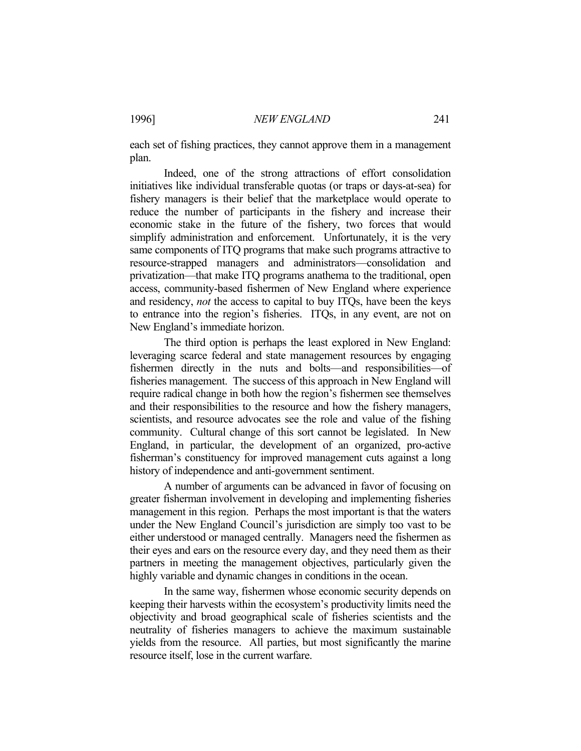each set of fishing practices, they cannot approve them in a management plan.

Indeed, one of the strong attractions of effort consolidation initiatives like individual transferable quotas (or traps or days-at-sea) for fishery managers is their belief that the marketplace would operate to reduce the number of participants in the fishery and increase their economic stake in the future of the fishery, two forces that would simplify administration and enforcement. Unfortunately, it is the very same components of ITQ programs that make such programs attractive to resource-strapped managers and administrators—consolidation and privatization—that make ITQ programs anathema to the traditional, open access, community-based fishermen of New England where experience and residency, *not* the access to capital to buy ITQs, have been the keys to entrance into the region's fisheries. ITQs, in any event, are not on New England's immediate horizon.

The third option is perhaps the least explored in New England: leveraging scarce federal and state management resources by engaging fishermen directly in the nuts and bolts—and responsibilities—of fisheries management. The success of this approach in New England will require radical change in both how the region's fishermen see themselves and their responsibilities to the resource and how the fishery managers, scientists, and resource advocates see the role and value of the fishing community. Cultural change of this sort cannot be legislated. In New England, in particular, the development of an organized, pro-active fisherman's constituency for improved management cuts against a long history of independence and anti-government sentiment.

A number of arguments can be advanced in favor of focusing on greater fisherman involvement in developing and implementing fisheries management in this region. Perhaps the most important is that the waters under the New England Council's jurisdiction are simply too vast to be either understood or managed centrally. Managers need the fishermen as their eyes and ears on the resource every day, and they need them as their partners in meeting the management objectives, particularly given the highly variable and dynamic changes in conditions in the ocean.

In the same way, fishermen whose economic security depends on keeping their harvests within the ecosystem's productivity limits need the objectivity and broad geographical scale of fisheries scientists and the neutrality of fisheries managers to achieve the maximum sustainable yields from the resource. All parties, but most significantly the marine resource itself, lose in the current warfare.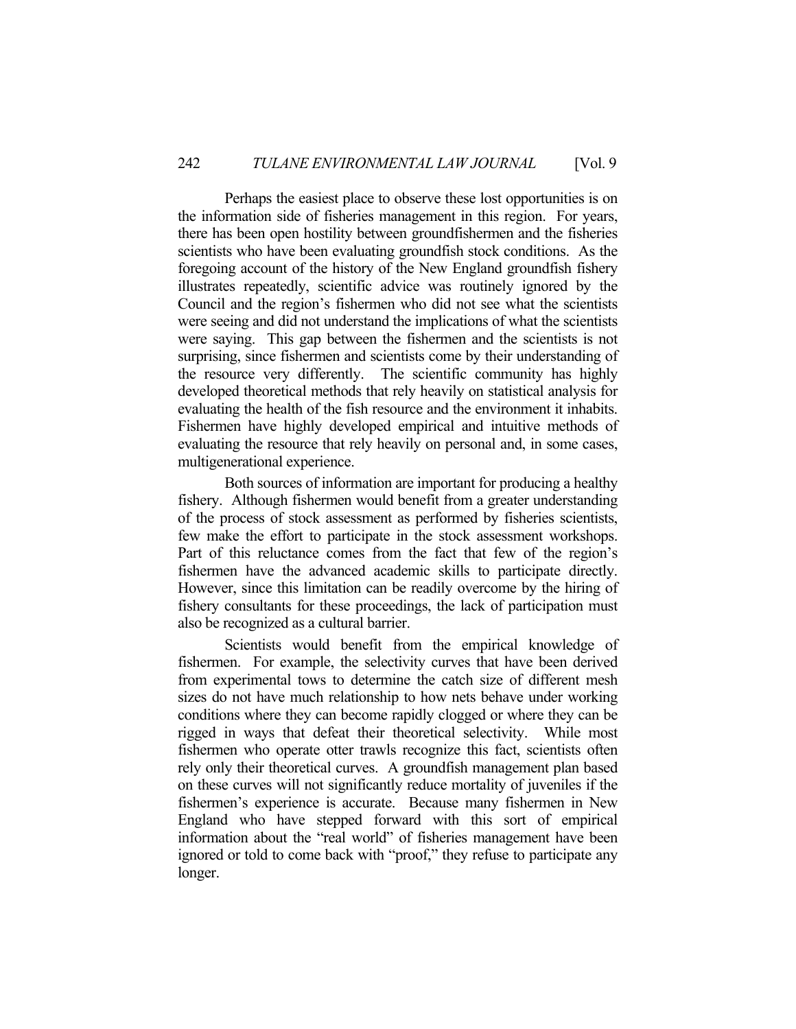Perhaps the easiest place to observe these lost opportunities is on the information side of fisheries management in this region. For years, there has been open hostility between groundfishermen and the fisheries scientists who have been evaluating groundfish stock conditions. As the foregoing account of the history of the New England groundfish fishery illustrates repeatedly, scientific advice was routinely ignored by the Council and the region's fishermen who did not see what the scientists were seeing and did not understand the implications of what the scientists were saying. This gap between the fishermen and the scientists is not surprising, since fishermen and scientists come by their understanding of the resource very differently. The scientific community has highly developed theoretical methods that rely heavily on statistical analysis for evaluating the health of the fish resource and the environment it inhabits. Fishermen have highly developed empirical and intuitive methods of evaluating the resource that rely heavily on personal and, in some cases, multigenerational experience.

Both sources of information are important for producing a healthy fishery. Although fishermen would benefit from a greater understanding of the process of stock assessment as performed by fisheries scientists, few make the effort to participate in the stock assessment workshops. Part of this reluctance comes from the fact that few of the region's fishermen have the advanced academic skills to participate directly. However, since this limitation can be readily overcome by the hiring of fishery consultants for these proceedings, the lack of participation must also be recognized as a cultural barrier.

Scientists would benefit from the empirical knowledge of fishermen. For example, the selectivity curves that have been derived from experimental tows to determine the catch size of different mesh sizes do not have much relationship to how nets behave under working conditions where they can become rapidly clogged or where they can be rigged in ways that defeat their theoretical selectivity. While most fishermen who operate otter trawls recognize this fact, scientists often rely only their theoretical curves. A groundfish management plan based on these curves will not significantly reduce mortality of juveniles if the fishermen's experience is accurate. Because many fishermen in New England who have stepped forward with this sort of empirical information about the "real world" of fisheries management have been ignored or told to come back with "proof," they refuse to participate any longer.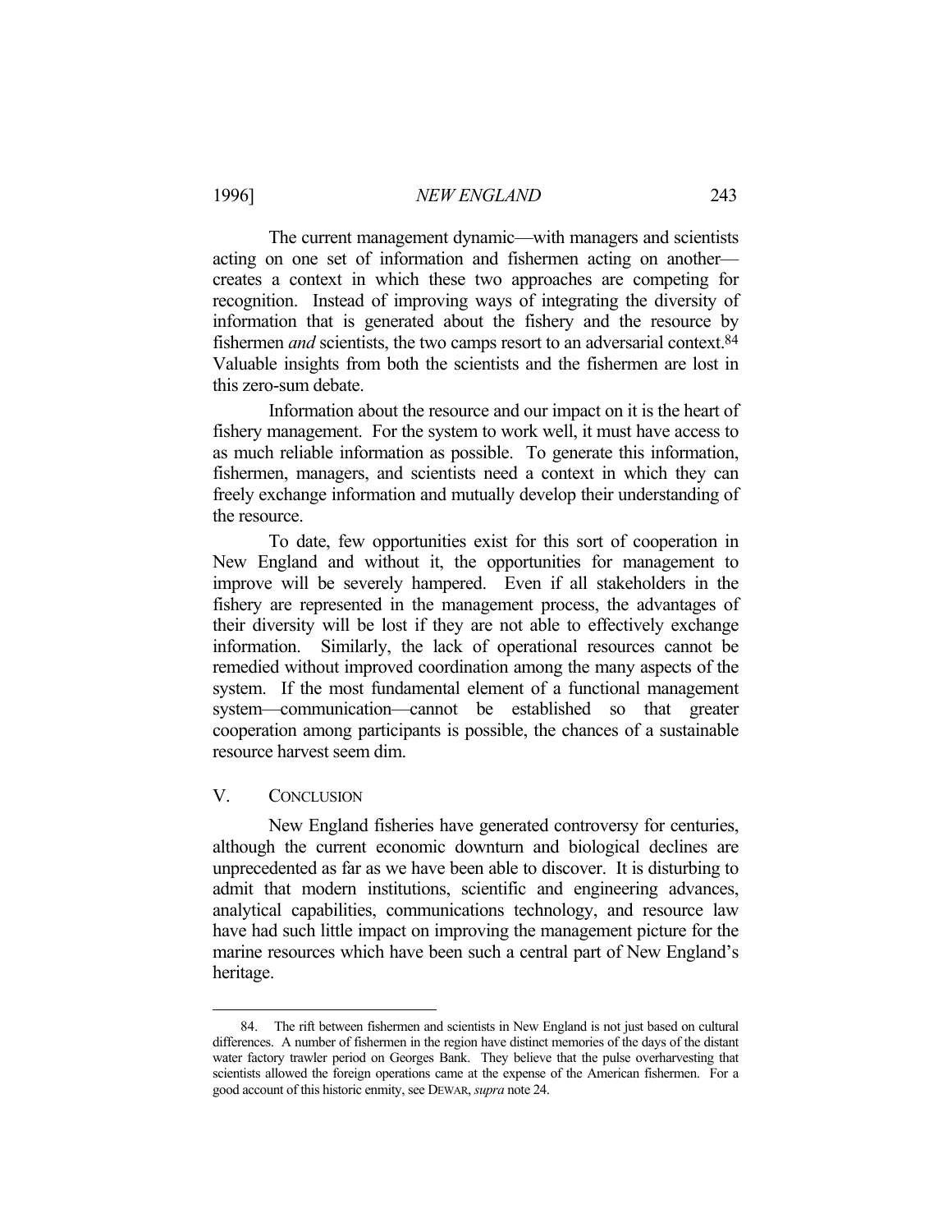The current management dynamic—with managers and scientists acting on one set of information and fishermen acting on another—creates a context in which these two approaches are competing for recognition. Instead of improving ways of integrating the diversity of information that is generated about the fishery and the resource by fishermen *and* scientists, the two camps resort to an adversarial context.[84] Valuable insights from both the scientists and the fishermen are lost in this zero-sum debate.

Information about the resource and our impact on it is the heart of fishery management. For the system to work well, it must have access to as much reliable information as possible. To generate this information, fishermen, managers, and scientists need a context in which they can freely exchange information and mutually develop their understanding of the resource.

To date, few opportunities exist for this sort of cooperation in New England and without it, the opportunities for management to improve will be severely hampered. Even if all stakeholders in the fishery are represented in the management process, the advantages of their diversity will be lost if they are not able to effectively exchange information. Similarly, the lack of operational resources cannot be remedied without improved coordination among the many aspects of the system. If the most fundamental element of a functional management system—communication—cannot be established so that greater cooperation among participants is possible, the chances of a sustainable resource harvest seem dim.

## V. CONCLUSION

New England fisheries have generated controversy for centuries, although the current economic downturn and biological declines are unprecedented as far as we have been able to discover. It is disturbing to admit that modern institutions, scientific and engineering advances, analytical capabilities, communications technology, and resource law have had such little impact on improving the management picture for the marine resources which have been such a central part of New England's heritage.

---

84. The rift between fishermen and scientists in New England is not just based on cultural differences. A number of fishermen in the region have distinct memories of the days of the distant water factory trawler period on Georges Bank. They believe that the pulse overharvesting that scientists allowed the foreign operations came at the expense of the American fishermen. For a good account of this historic enmity, see DEWAR, *supra* note 24.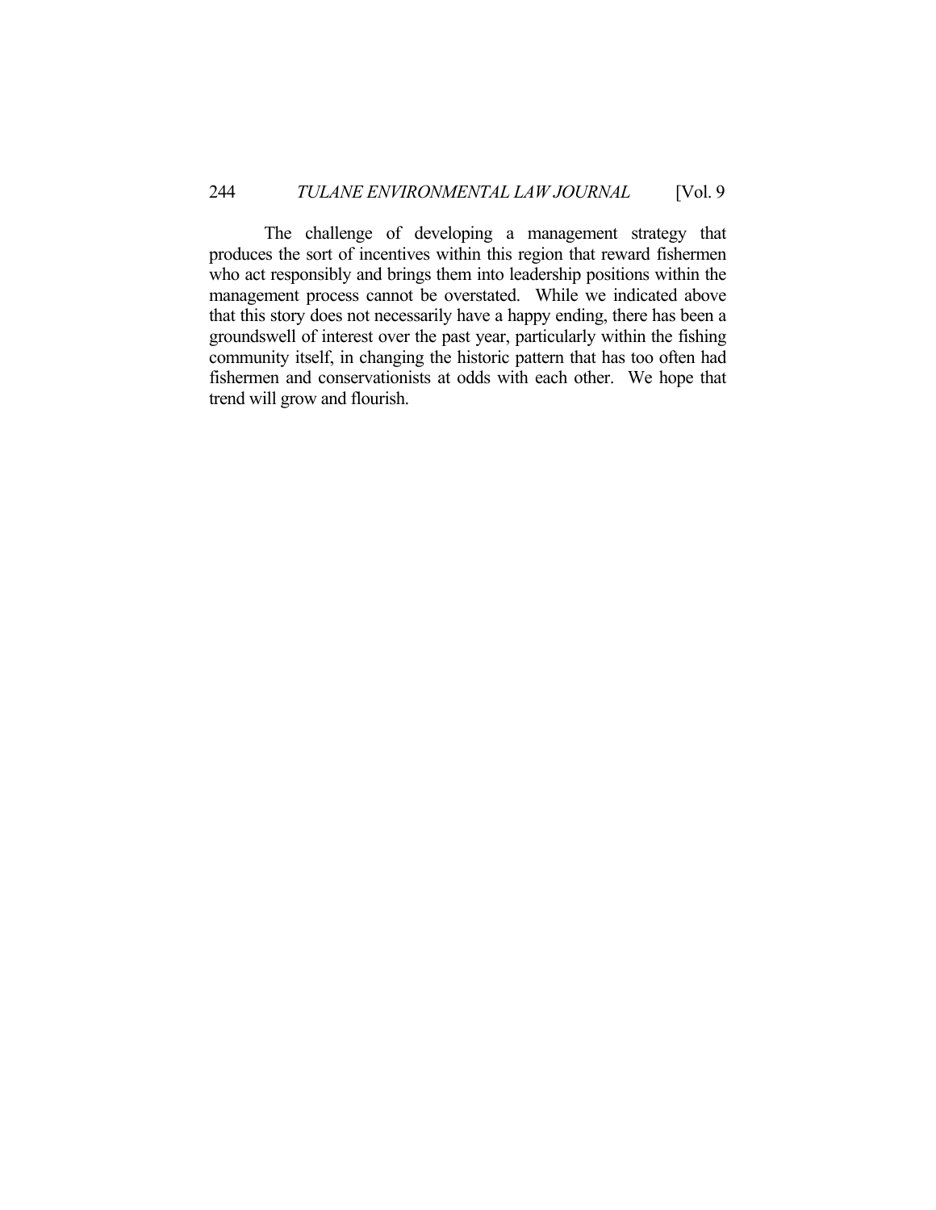The challenge of developing a management strategy that produces the sort of incentives within this region that reward fishermen who act responsibly and brings them into leadership positions within the management process cannot be overstated. While we indicated above that this story does not necessarily have a happy ending, there has been a groundswell of interest over the past year, particularly within the fishing community itself, in changing the historic pattern that has too often had fishermen and conservationists at odds with each other. We hope that trend will grow and flourish.